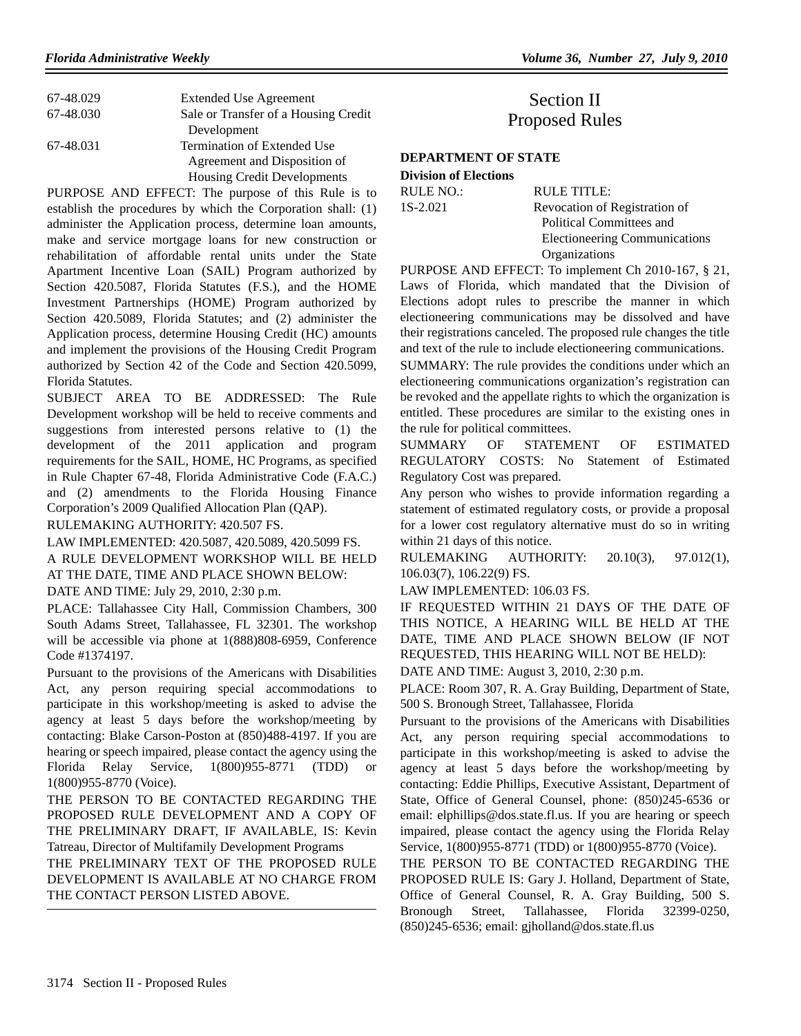| | |
|---|---|
| 67-48.029 | Extended Use Agreement |
| 67-48.030 | Sale or Transfer of a Housing Credit Development |
| 67-48.031 | Termination of Extended Use Agreement and Disposition of Housing Credit Developments |

PURPOSE AND EFFECT: The purpose of this Rule is to establish the procedures by which the Corporation shall: (1) administer the Application process, determine loan amounts, make and service mortgage loans for new construction or rehabilitation of affordable rental units under the State Apartment Incentive Loan (SAIL) Program authorized by Section 420.5087, Florida Statutes (F.S.), and the HOME Investment Partnerships (HOME) Program authorized by Section 420.5089, Florida Statutes; and (2) administer the Application process, determine Housing Credit (HC) amounts and implement the provisions of the Housing Credit Program authorized by Section 42 of the Code and Section 420.5099, Florida Statutes.

SUBJECT AREA TO BE ADDRESSED: The Rule Development workshop will be held to receive comments and suggestions from interested persons relative to (1) the development of the 2011 application and program requirements for the SAIL, HOME, HC Programs, as specified in Rule Chapter 67-48, Florida Administrative Code (F.A.C.) and (2) amendments to the Florida Housing Finance Corporation's 2009 Qualified Allocation Plan (QAP).

RULEMAKING AUTHORITY: 420.507 FS.

LAW IMPLEMENTED: 420.5087, 420.5089, 420.5099 FS.

A RULE DEVELOPMENT WORKSHOP WILL BE HELD AT THE DATE, TIME AND PLACE SHOWN BELOW:

DATE AND TIME: July 29, 2010, 2:30 p.m.

PLACE: Tallahassee City Hall, Commission Chambers, 300 South Adams Street, Tallahassee, FL 32301. The workshop will be accessible via phone at 1(888)808-6959, Conference Code #1374197.

Pursuant to the provisions of the Americans with Disabilities Act, any person requiring special accommodations to participate in this workshop/meeting is asked to advise the agency at least 5 days before the workshop/meeting by contacting: Blake Carson-Poston at (850)488-4197. If you are hearing or speech impaired, please contact the agency using the Florida Relay Service, 1(800)955-8771 (TDD) or 1(800)955-8770 (Voice).

THE PERSON TO BE CONTACTED REGARDING THE PROPOSED RULE DEVELOPMENT AND A COPY OF THE PRELIMINARY DRAFT, IF AVAILABLE, IS: Kevin Tatreau, Director of Multifamily Development Programs

THE PRELIMINARY TEXT OF THE PROPOSED RULE DEVELOPMENT IS AVAILABLE AT NO CHARGE FROM THE CONTACT PERSON LISTED ABOVE.

# Section II
# Proposed Rules

## DEPARTMENT OF STATE

### Division of Elections

| RULE NO.: | RULE TITLE: |
|---|---|
| 1S-2.021 | Revocation of Registration of Political Committees and Electioneering Communications Organizations |

PURPOSE AND EFFECT: To implement Ch 2010-167, § 21, Laws of Florida, which mandated that the Division of Elections adopt rules to prescribe the manner in which electioneering communications may be dissolved and have their registrations canceled. The proposed rule changes the title and text of the rule to include electioneering communications.

SUMMARY: The rule provides the conditions under which an electioneering communications organization's registration can be revoked and the appellate rights to which the organization is entitled. These procedures are similar to the existing ones in the rule for political committees.

SUMMARY OF STATEMENT OF ESTIMATED REGULATORY COSTS: No Statement of Estimated Regulatory Cost was prepared.

Any person who wishes to provide information regarding a statement of estimated regulatory costs, or provide a proposal for a lower cost regulatory alternative must do so in writing within 21 days of this notice.

RULEMAKING AUTHORITY: 20.10(3), 97.012(1), 106.03(7), 106.22(9) FS.

LAW IMPLEMENTED: 106.03 FS.

IF REQUESTED WITHIN 21 DAYS OF THE DATE OF THIS NOTICE, A HEARING WILL BE HELD AT THE DATE, TIME AND PLACE SHOWN BELOW (IF NOT REQUESTED, THIS HEARING WILL NOT BE HELD):

DATE AND TIME: August 3, 2010, 2:30 p.m.

PLACE: Room 307, R. A. Gray Building, Department of State, 500 S. Bronough Street, Tallahassee, Florida

Pursuant to the provisions of the Americans with Disabilities Act, any person requiring special accommodations to participate in this workshop/meeting is asked to advise the agency at least 5 days before the workshop/meeting by contacting: Eddie Phillips, Executive Assistant, Department of State, Office of General Counsel, phone: (850)245-6536 or email: elphillips@dos.state.fl.us. If you are hearing or speech impaired, please contact the agency using the Florida Relay Service, 1(800)955-8771 (TDD) or 1(800)955-8770 (Voice).

THE PERSON TO BE CONTACTED REGARDING THE PROPOSED RULE IS: Gary J. Holland, Department of State, Office of General Counsel, R. A. Gray Building, 500 S. Bronough Street, Tallahassee, Florida 32399-0250, (850)245-6536; email: gjholland@dos.state.fl.us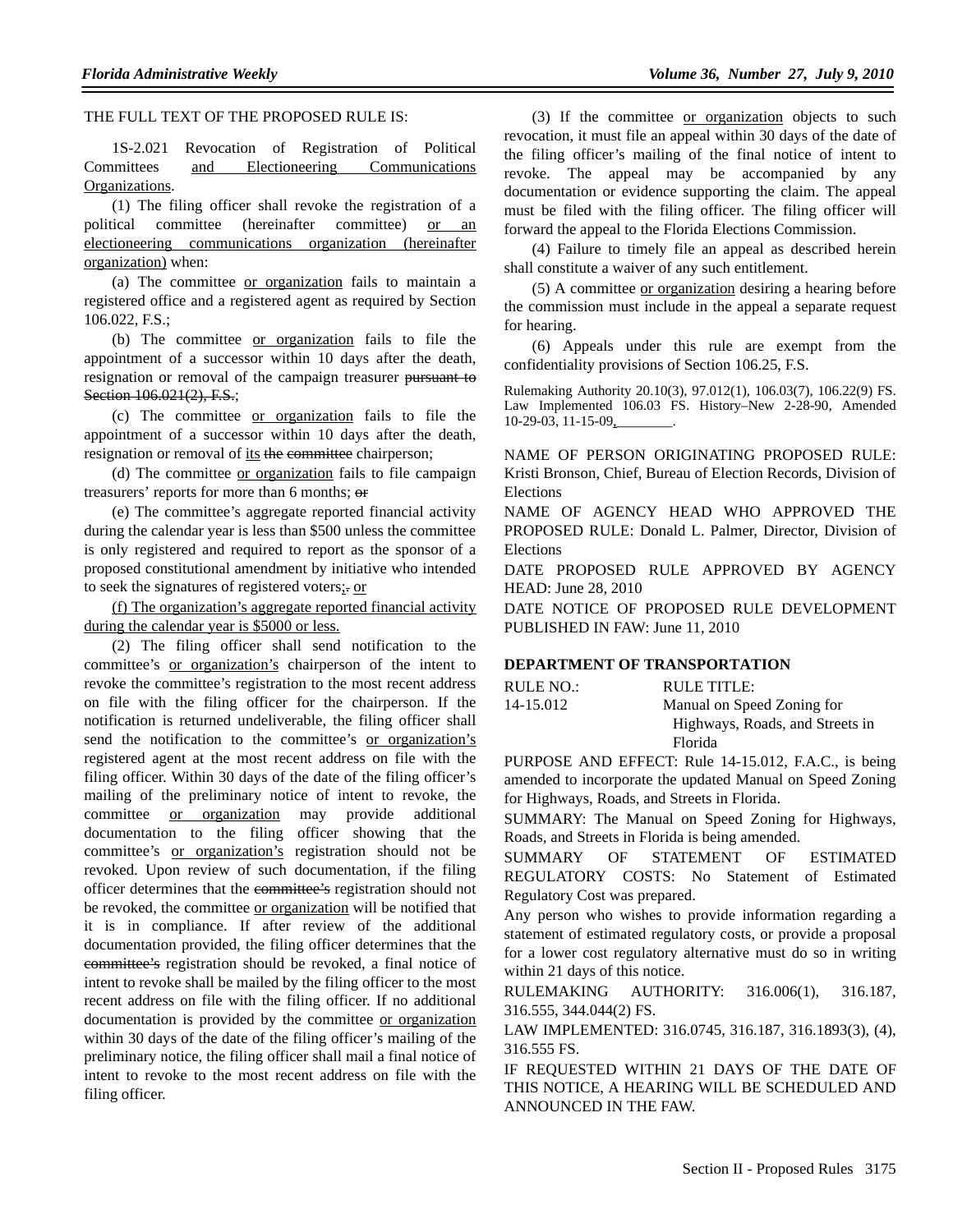THE FULL TEXT OF THE PROPOSED RULE IS:

1S-2.021 Revocation of Registration of Political Committees <u>and Electioneering Communications Organizations</u>.

(1) The filing officer shall revoke the registration of a political committee (hereinafter committee) <u>or an electioneering communications organization (hereinafter organization)</u> when:

(a) The committee <u>or organization</u> fails to maintain a registered office and a registered agent as required by Section 106.022, F.S.;

(b) The committee <u>or organization</u> fails to file the appointment of a successor within 10 days after the death, resignation or removal of the campaign treasurer ~~pursuant to Section 106.021(2), F.S.~~;

(c) The committee <u>or organization</u> fails to file the appointment of a successor within 10 days after the death, resignation or removal of <u>its</u> ~~the committee~~ chairperson;

(d) The committee <u>or organization</u> fails to file campaign treasurers' reports for more than 6 months; ~~or~~

(e) The committee's aggregate reported financial activity during the calendar year is less than $500 unless the committee is only registered and required to report as the sponsor of a proposed constitutional amendment by initiative who intended to seek the signatures of registered voters<u>;</u>~~.~~ <u>or</u>

<u>(f) The organization's aggregate reported financial activity during the calendar year is $5000 or less.</u>

(2) The filing officer shall send notification to the committee's <u>or organization's</u> chairperson of the intent to revoke the committee's registration to the most recent address on file with the filing officer for the chairperson. If the notification is returned undeliverable, the filing officer shall send the notification to the committee's <u>or organization's</u> registered agent at the most recent address on file with the filing officer. Within 30 days of the date of the filing officer's mailing of the preliminary notice of intent to revoke, the committee <u>or organization</u> may provide additional documentation to the filing officer showing that the committee's <u>or organization's</u> registration should not be revoked. Upon review of such documentation, if the filing officer determines that the ~~committee's~~ registration should not be revoked, the committee <u>or organization</u> will be notified that it is in compliance. If after review of the additional documentation provided, the filing officer determines that the ~~committee's~~ registration should be revoked, a final notice of intent to revoke shall be mailed by the filing officer to the most recent address on file with the filing officer. If no additional documentation is provided by the committee <u>or organization</u> within 30 days of the date of the filing officer's mailing of the preliminary notice, the filing officer shall mail a final notice of intent to revoke to the most recent address on file with the filing officer.

(3) If the committee <u>or organization</u> objects to such revocation, it must file an appeal within 30 days of the date of the filing officer's mailing of the final notice of intent to revoke. The appeal may be accompanied by any documentation or evidence supporting the claim. The appeal must be filed with the filing officer. The filing officer will forward the appeal to the Florida Elections Commission.

(4) Failure to timely file an appeal as described herein shall constitute a waiver of any such entitlement.

(5) A committee <u>or organization</u> desiring a hearing before the commission must include in the appeal a separate request for hearing.

(6) Appeals under this rule are exempt from the confidentiality provisions of Section 106.25, F.S.

Rulemaking Authority 20.10(3), 97.012(1), 106.03(7), 106.22(9) FS. Law Implemented 106.03 FS. History–New 2-28-90, Amended 10-29-03, 11-15-09<u>,________</u>.

NAME OF PERSON ORIGINATING PROPOSED RULE: Kristi Bronson, Chief, Bureau of Election Records, Division of Elections

NAME OF AGENCY HEAD WHO APPROVED THE PROPOSED RULE: Donald L. Palmer, Director, Division of Elections

DATE PROPOSED RULE APPROVED BY AGENCY HEAD: June 28, 2010

DATE NOTICE OF PROPOSED RULE DEVELOPMENT PUBLISHED IN FAW: June 11, 2010

## DEPARTMENT OF TRANSPORTATION

| RULE NO.: | RULE TITLE: |
|---|---|
| 14-15.012 | Manual on Speed Zoning for Highways, Roads, and Streets in Florida |

PURPOSE AND EFFECT: Rule 14-15.012, F.A.C., is being amended to incorporate the updated Manual on Speed Zoning for Highways, Roads, and Streets in Florida.

SUMMARY: The Manual on Speed Zoning for Highways, Roads, and Streets in Florida is being amended.

SUMMARY OF STATEMENT OF ESTIMATED REGULATORY COSTS: No Statement of Estimated Regulatory Cost was prepared.

Any person who wishes to provide information regarding a statement of estimated regulatory costs, or provide a proposal for a lower cost regulatory alternative must do so in writing within 21 days of this notice.

RULEMAKING AUTHORITY: 316.006(1), 316.187, 316.555, 344.044(2) FS.

LAW IMPLEMENTED: 316.0745, 316.187, 316.1893(3), (4), 316.555 FS.

IF REQUESTED WITHIN 21 DAYS OF THE DATE OF THIS NOTICE, A HEARING WILL BE SCHEDULED AND ANNOUNCED IN THE FAW.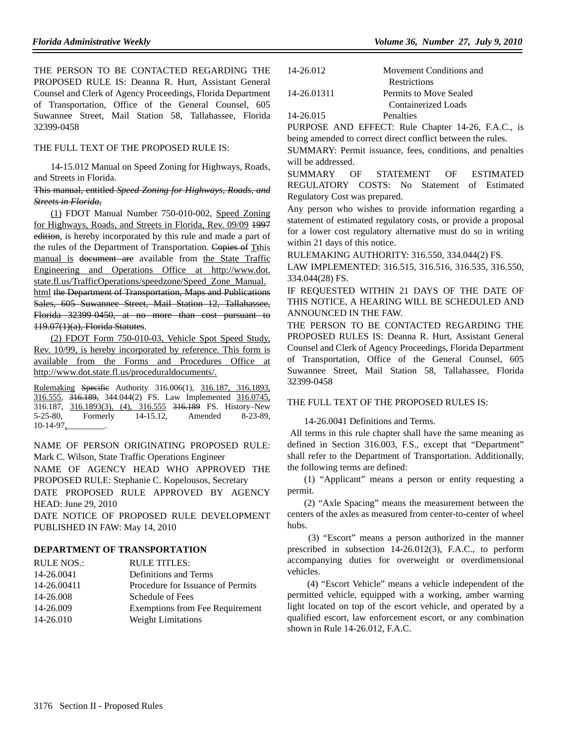THE PERSON TO BE CONTACTED REGARDING THE PROPOSED RULE IS: Deanna R. Hurt, Assistant General Counsel and Clerk of Agency Proceedings, Florida Department of Transportation, Office of the General Counsel, 605 Suwannee Street, Mail Station 58, Tallahassee, Florida 32399-0458

THE FULL TEXT OF THE PROPOSED RULE IS:

14-15.012 Manual on Speed Zoning for Highways, Roads, and Streets in Florida.

~~This manual, entitled *Speed Zoning for Highways, Roads, and Streets in Florida*,~~

(1) FDOT Manual Number 750-010-002, Speed Zoning for Highways, Roads, and Streets in Florida, Rev. 09/09 ~~1997 edition~~, is hereby incorporated by this rule and made a part of the rules of the Department of Transportation. ~~Copies of~~ This manual is ~~document are~~ available from the State Traffic Engineering and Operations Office at http://www.dot.state.fl.us/TrafficOperations/speedzone/Speed_Zone_Manual.html ~~the Department of Transportation, Maps and Publications Sales, 605 Suwannee Street, Mail Station 12, Tallahassee, Florida 32399-0450, at no more than cost pursuant to 119.07(1)(a), Florida Statutes~~.

(2) FDOT Form 750-010-03, Vehicle Spot Speed Study, Rev. 10/99, is hereby incorporated by reference. This form is available from the Forms and Procedures Office at http://www.dot.state.fl.us/proceduraldocuments/.

Rulemaking ~~Specific~~ Authority 316.006(1), 316.187, 316.1893, 316.555, ~~316.189,~~ 344.044(2) FS. Law Implemented 316.0745, 316.187, 316.1893(3), (4), 316.555 ~~316.189~~ FS. History–New 5-25-80, Formerly 14-15.12, Amended 8-23-89, 10-14-97,________.

NAME OF PERSON ORIGINATING PROPOSED RULE: Mark C. Wilson, State Traffic Operations Engineer

NAME OF AGENCY HEAD WHO APPROVED THE PROPOSED RULE: Stephanie C. Kopelousos, Secretary

DATE PROPOSED RULE APPROVED BY AGENCY HEAD: June 29, 2010

DATE NOTICE OF PROPOSED RULE DEVELOPMENT PUBLISHED IN FAW: May 14, 2010

## DEPARTMENT OF TRANSPORTATION

| RULE NOS.: | RULE TITLES: |
|---|---|
| 14-26.0041 | Definitions and Terms |
| 14-26.00411 | Procedure for Issuance of Permits |
| 14-26.008 | Schedule of Fees |
| 14-26.009 | Exemptions from Fee Requirement |
| 14-26.010 | Weight Limitations |
| 14-26.012 | Movement Conditions and Restrictions |
| 14-26.01311 | Permits to Move Sealed Containerized Loads |
| 14-26.015 | Penalties |

PURPOSE AND EFFECT: Rule Chapter 14-26, F.A.C., is being amended to correct direct conflict between the rules.

SUMMARY: Permit issuance, fees, conditions, and penalties will be addressed.

SUMMARY OF STATEMENT OF ESTIMATED REGULATORY COSTS: No Statement of Estimated Regulatory Cost was prepared.

Any person who wishes to provide information regarding a statement of estimated regulatory costs, or provide a proposal for a lower cost regulatory alternative must do so in writing within 21 days of this notice.

RULEMAKING AUTHORITY: 316.550, 334.044(2) FS.

LAW IMPLEMENTED: 316.515, 316.516, 316.535, 316.550, 334.044(28) FS.

IF REQUESTED WITHIN 21 DAYS OF THE DATE OF THIS NOTICE, A HEARING WILL BE SCHEDULED AND ANNOUNCED IN THE FAW.

THE PERSON TO BE CONTACTED REGARDING THE PROPOSED RULES IS: Deanna R. Hurt, Assistant General Counsel and Clerk of Agency Proceedings, Florida Department of Transportation, Office of the General Counsel, 605 Suwannee Street, Mail Station 58, Tallahassee, Florida 32399-0458

THE FULL TEXT OF THE PROPOSED RULES IS:

14-26.0041 Definitions and Terms.

All terms in this rule chapter shall have the same meaning as defined in Section 316.003, F.S., except that "Department" shall refer to the Department of Transportation. Additionally, the following terms are defined:

(1) "Applicant" means a person or entity requesting a permit.

(2) "Axle Spacing" means the measurement between the centers of the axles as measured from center-to-center of wheel hubs.

(3) "Escort" means a person authorized in the manner prescribed in subsection 14-26.012(3), F.A.C., to perform accompanying duties for overweight or overdimensional vehicles.

(4) "Escort Vehicle" means a vehicle independent of the permitted vehicle, equipped with a working, amber warning light located on top of the escort vehicle, and operated by a qualified escort, law enforcement escort, or any combination shown in Rule 14-26.012, F.A.C.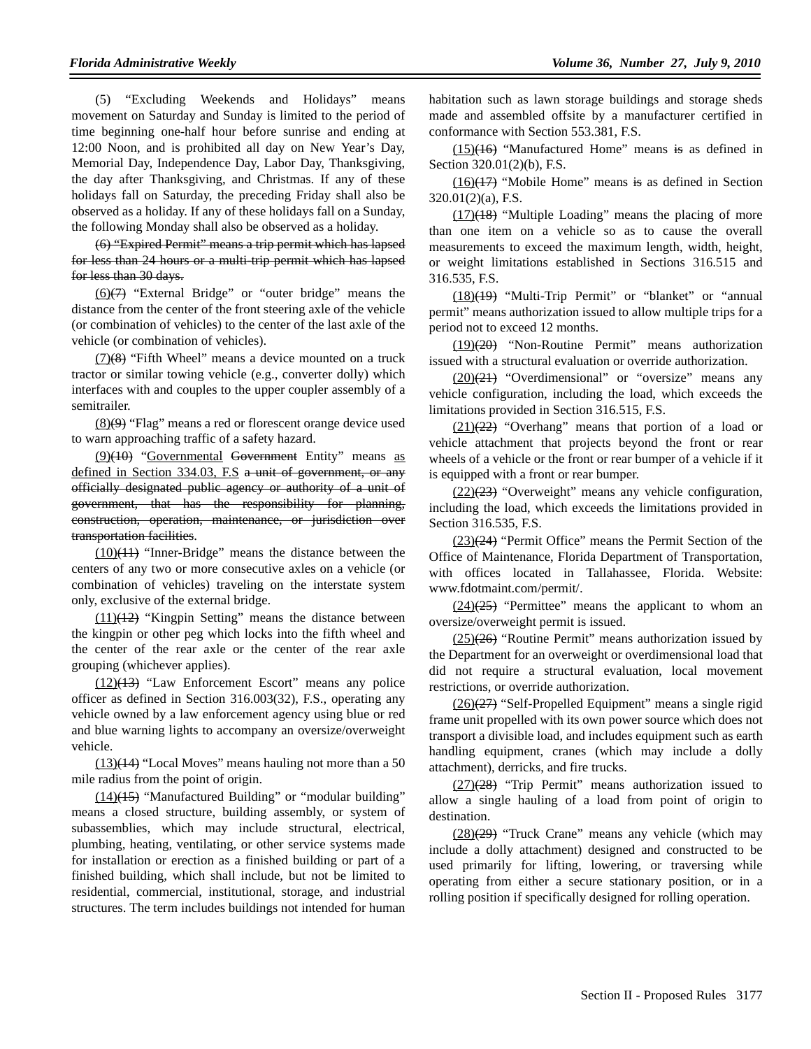(5) "Excluding Weekends and Holidays" means movement on Saturday and Sunday is limited to the period of time beginning one-half hour before sunrise and ending at 12:00 Noon, and is prohibited all day on New Year's Day, Memorial Day, Independence Day, Labor Day, Thanksgiving, the day after Thanksgiving, and Christmas. If any of these holidays fall on Saturday, the preceding Friday shall also be observed as a holiday. If any of these holidays fall on a Sunday, the following Monday shall also be observed as a holiday.

~~(6) "Expired Permit" means a trip permit which has lapsed for less than 24 hours or a multi-trip permit which has lapsed for less than 30 days.~~

<u>(6)</u>~~(7)~~ "External Bridge" or "outer bridge" means the distance from the center of the front steering axle of the vehicle (or combination of vehicles) to the center of the last axle of the vehicle (or combination of vehicles).

<u>(7)</u>~~(8)~~ "Fifth Wheel" means a device mounted on a truck tractor or similar towing vehicle (e.g., converter dolly) which interfaces with and couples to the upper coupler assembly of a semitrailer.

<u>(8)</u>~~(9)~~ "Flag" means a red or florescent orange device used to warn approaching traffic of a safety hazard.

<u>(9)</u>~~(10)~~ "<u>Governmental</u> ~~Government~~ Entity" means <u>as defined in Section 334.03, F.S</u> ~~a unit of government, or any officially designated public agency or authority of a unit of government, that has the responsibility for planning, construction, operation, maintenance, or jurisdiction over transportation facilities~~.

<u>(10)</u>~~(11)~~ "Inner-Bridge" means the distance between the centers of any two or more consecutive axles on a vehicle (or combination of vehicles) traveling on the interstate system only, exclusive of the external bridge.

<u>(11)</u>~~(12)~~ "Kingpin Setting" means the distance between the kingpin or other peg which locks into the fifth wheel and the center of the rear axle or the center of the rear axle grouping (whichever applies).

<u>(12)</u>~~(13)~~ "Law Enforcement Escort" means any police officer as defined in Section 316.003(32), F.S., operating any vehicle owned by a law enforcement agency using blue or red and blue warning lights to accompany an oversize/overweight vehicle.

<u>(13)</u>~~(14)~~ "Local Moves" means hauling not more than a 50 mile radius from the point of origin.

<u>(14)</u>~~(15)~~ "Manufactured Building" or "modular building" means a closed structure, building assembly, or system of subassemblies, which may include structural, electrical, plumbing, heating, ventilating, or other service systems made for installation or erection as a finished building or part of a finished building, which shall include, but not be limited to residential, commercial, institutional, storage, and industrial structures. The term includes buildings not intended for human habitation such as lawn storage buildings and storage sheds made and assembled offsite by a manufacturer certified in conformance with Section 553.381, F.S.

<u>(15)</u>~~(16)~~ "Manufactured Home" means ~~is~~ as defined in Section 320.01(2)(b), F.S.

<u>(16)</u>~~(17)~~ "Mobile Home" means ~~is~~ as defined in Section 320.01(2)(a), F.S.

<u>(17)</u>~~(18)~~ "Multiple Loading" means the placing of more than one item on a vehicle so as to cause the overall measurements to exceed the maximum length, width, height, or weight limitations established in Sections 316.515 and 316.535, F.S.

<u>(18)</u>~~(19)~~ "Multi-Trip Permit" or "blanket" or "annual permit" means authorization issued to allow multiple trips for a period not to exceed 12 months.

<u>(19)</u>~~(20)~~ "Non-Routine Permit" means authorization issued with a structural evaluation or override authorization.

<u>(20)</u>~~(21)~~ "Overdimensional" or "oversize" means any vehicle configuration, including the load, which exceeds the limitations provided in Section 316.515, F.S.

<u>(21)</u>~~(22)~~ "Overhang" means that portion of a load or vehicle attachment that projects beyond the front or rear wheels of a vehicle or the front or rear bumper of a vehicle if it is equipped with a front or rear bumper.

<u>(22)</u>~~(23)~~ "Overweight" means any vehicle configuration, including the load, which exceeds the limitations provided in Section 316.535, F.S.

<u>(23)</u>~~(24)~~ "Permit Office" means the Permit Section of the Office of Maintenance, Florida Department of Transportation, with offices located in Tallahassee, Florida. Website: www.fdotmaint.com/permit/.

<u>(24)</u>~~(25)~~ "Permittee" means the applicant to whom an oversize/overweight permit is issued.

<u>(25)</u>~~(26)~~ "Routine Permit" means authorization issued by the Department for an overweight or overdimensional load that did not require a structural evaluation, local movement restrictions, or override authorization.

<u>(26)</u>~~(27)~~ "Self-Propelled Equipment" means a single rigid frame unit propelled with its own power source which does not transport a divisible load, and includes equipment such as earth handling equipment, cranes (which may include a dolly attachment), derricks, and fire trucks.

<u>(27)</u>~~(28)~~ "Trip Permit" means authorization issued to allow a single hauling of a load from point of origin to destination.

<u>(28)</u>~~(29)~~ "Truck Crane" means any vehicle (which may include a dolly attachment) designed and constructed to be used primarily for lifting, lowering, or traversing while operating from either a secure stationary position, or in a rolling position if specifically designed for rolling operation.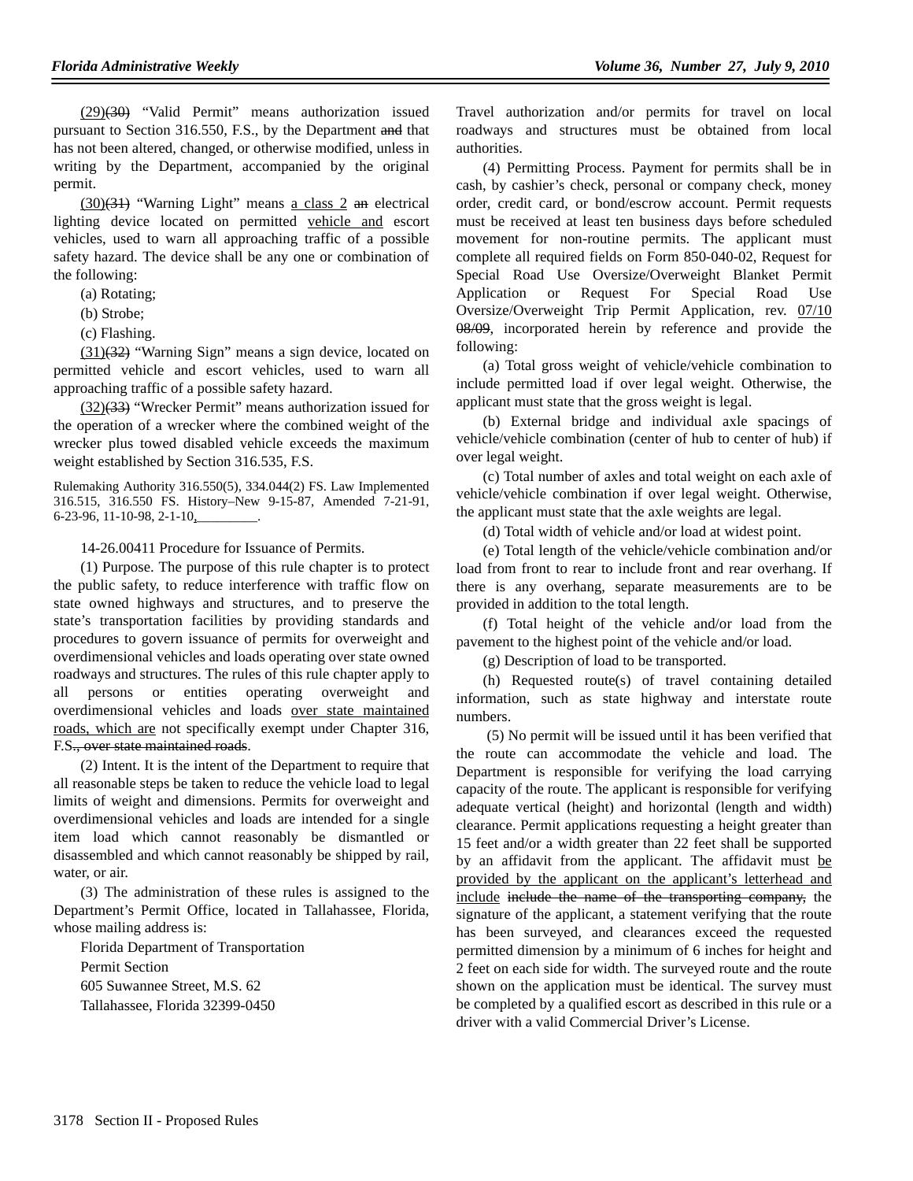(29)(30) "Valid Permit" means authorization issued pursuant to Section 316.550, F.S., by the Department and that has not been altered, changed, or otherwise modified, unless in writing by the Department, accompanied by the original permit.

(30)(31) "Warning Light" means a class 2 an electrical lighting device located on permitted vehicle and escort vehicles, used to warn all approaching traffic of a possible safety hazard. The device shall be any one or combination of the following:

(a) Rotating;

(b) Strobe;

(c) Flashing.

(31)(32) "Warning Sign" means a sign device, located on permitted vehicle and escort vehicles, used to warn all approaching traffic of a possible safety hazard.

(32)(33) "Wrecker Permit" means authorization issued for the operation of a wrecker where the combined weight of the wrecker plus towed disabled vehicle exceeds the maximum weight established by Section 316.535, F.S.

Rulemaking Authority 316.550(5), 334.044(2) FS. Law Implemented 316.515, 316.550 FS. History–New 9-15-87, Amended 7-21-91, 6-23-96, 11-10-98, 2-1-10,_________.

14-26.00411 Procedure for Issuance of Permits.

(1) Purpose. The purpose of this rule chapter is to protect the public safety, to reduce interference with traffic flow on state owned highways and structures, and to preserve the state's transportation facilities by providing standards and procedures to govern issuance of permits for overweight and overdimensional vehicles and loads operating over state owned roadways and structures. The rules of this rule chapter apply to all persons or entities operating overweight and overdimensional vehicles and loads over state maintained roads, which are not specifically exempt under Chapter 316, F.S., over state maintained roads.

(2) Intent. It is the intent of the Department to require that all reasonable steps be taken to reduce the vehicle load to legal limits of weight and dimensions. Permits for overweight and overdimensional vehicles and loads are intended for a single item load which cannot reasonably be dismantled or disassembled and which cannot reasonably be shipped by rail, water, or air.

(3) The administration of these rules is assigned to the Department's Permit Office, located in Tallahassee, Florida, whose mailing address is:

Florida Department of Transportation
Permit Section
605 Suwannee Street, M.S. 62
Tallahassee, Florida 32399-0450

Travel authorization and/or permits for travel on local roadways and structures must be obtained from local authorities.

(4) Permitting Process. Payment for permits shall be in cash, by cashier's check, personal or company check, money order, credit card, or bond/escrow account. Permit requests must be received at least ten business days before scheduled movement for non-routine permits. The applicant must complete all required fields on Form 850-040-02, Request for Special Road Use Oversize/Overweight Blanket Permit Application or Request For Special Road Use Oversize/Overweight Trip Permit Application, rev. 07/10 08/09, incorporated herein by reference and provide the following:

(a) Total gross weight of vehicle/vehicle combination to include permitted load if over legal weight. Otherwise, the applicant must state that the gross weight is legal.

(b) External bridge and individual axle spacings of vehicle/vehicle combination (center of hub to center of hub) if over legal weight.

(c) Total number of axles and total weight on each axle of vehicle/vehicle combination if over legal weight. Otherwise, the applicant must state that the axle weights are legal.

(d) Total width of vehicle and/or load at widest point.

(e) Total length of the vehicle/vehicle combination and/or load from front to rear to include front and rear overhang. If there is any overhang, separate measurements are to be provided in addition to the total length.

(f) Total height of the vehicle and/or load from the pavement to the highest point of the vehicle and/or load.

(g) Description of load to be transported.

(h) Requested route(s) of travel containing detailed information, such as state highway and interstate route numbers.

(5) No permit will be issued until it has been verified that the route can accommodate the vehicle and load. The Department is responsible for verifying the load carrying capacity of the route. The applicant is responsible for verifying adequate vertical (height) and horizontal (length and width) clearance. Permit applications requesting a height greater than 15 feet and/or a width greater than 22 feet shall be supported by an affidavit from the applicant. The affidavit must be provided by the applicant on the applicant's letterhead and include include the name of the transporting company, the signature of the applicant, a statement verifying that the route has been surveyed, and clearances exceed the requested permitted dimension by a minimum of 6 inches for height and 2 feet on each side for width. The surveyed route and the route shown on the application must be identical. The survey must be completed by a qualified escort as described in this rule or a driver with a valid Commercial Driver's License.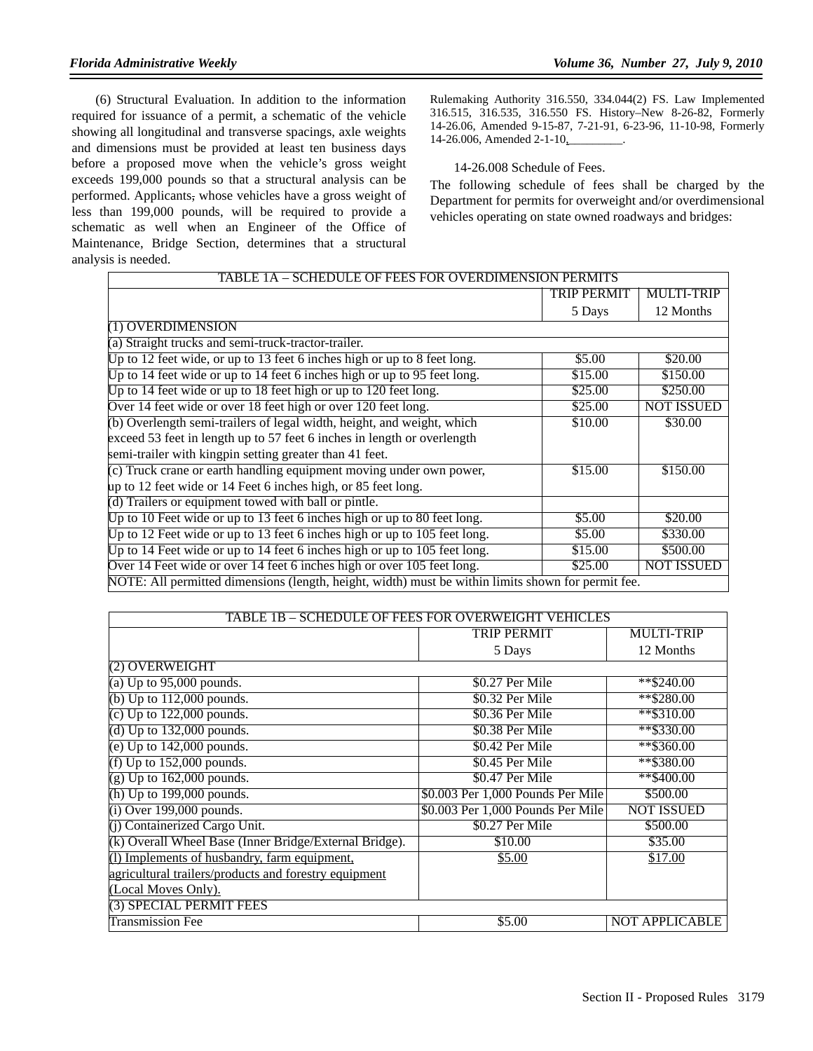(6) Structural Evaluation. In addition to the information required for issuance of a permit, a schematic of the vehicle showing all longitudinal and transverse spacings, axle weights and dimensions must be provided at least ten business days before a proposed move when the vehicle's gross weight exceeds 199,000 pounds so that a structural analysis can be performed. Applicants, whose vehicles have a gross weight of less than 199,000 pounds, will be required to provide a schematic as well when an Engineer of the Office of Maintenance, Bridge Section, determines that a structural analysis is needed.

Rulemaking Authority 316.550, 334.044(2) FS. Law Implemented 316.515, 316.535, 316.550 FS. History–New 8-26-82, Formerly 14-26.06, Amended 9-15-87, 7-21-91, 6-23-96, 11-10-98, Formerly 14-26.006, Amended 2-1-10, ________.

14-26.008 Schedule of Fees.

The following schedule of fees shall be charged by the Department for permits for overweight and/or overdimensional vehicles operating on state owned roadways and bridges:

| TABLE 1A – SCHEDULE OF FEES FOR OVERDIMENSION PERMITS | | |
|---|---|---|
| | TRIP PERMIT 5 Days | MULTI-TRIP 12 Months |
| (1) OVERDIMENSION | | |
| (a) Straight trucks and semi-truck-tractor-trailer. | | |
| Up to 12 feet wide, or up to 13 feet 6 inches high or up to 8 feet long. | $5.00 | $20.00 |
| Up to 14 feet wide or up to 14 feet 6 inches high or up to 95 feet long. | $15.00 | $150.00 |
| Up to 14 feet wide or up to 18 feet high or up to 120 feet long. | $25.00 | $250.00 |
| Over 14 feet wide or over 18 feet high or over 120 feet long. | $25.00 | NOT ISSUED |
| (b) Overlength semi-trailers of legal width, height, and weight, which exceed 53 feet in length up to 57 feet 6 inches in length or overlength semi-trailer with kingpin setting greater than 41 feet. | $10.00 | $30.00 |
| (c) Truck crane or earth handling equipment moving under own power, up to 12 feet wide or 14 Feet 6 inches high, or 85 feet long. | $15.00 | $150.00 |
| (d) Trailers or equipment towed with ball or pintle. | | |
| Up to 10 Feet wide or up to 13 feet 6 inches high or up to 80 feet long. | $5.00 | $20.00 |
| Up to 12 Feet wide or up to 13 feet 6 inches high or up to 105 feet long. | $5.00 | $330.00 |
| Up to 14 Feet wide or up to 14 feet 6 inches high or up to 105 feet long. | $15.00 | $500.00 |
| Over 14 Feet wide or over 14 feet 6 inches high or over 105 feet long. | $25.00 | NOT ISSUED |
| NOTE: All permitted dimensions (length, height, width) must be within limits shown for permit fee. | | |

| TABLE 1B – SCHEDULE OF FEES FOR OVERWEIGHT VEHICLES | | |
|---|---|---|
| | TRIP PERMIT 5 Days | MULTI-TRIP 12 Months |
| (2) OVERWEIGHT | | |
| (a) Up to 95,000 pounds. | $0.27 Per Mile | **$240.00 |
| (b) Up to 112,000 pounds. | $0.32 Per Mile | **$280.00 |
| (c) Up to 122,000 pounds. | $0.36 Per Mile | **$310.00 |
| (d) Up to 132,000 pounds. | $0.38 Per Mile | **$330.00 |
| (e) Up to 142,000 pounds. | $0.42 Per Mile | **$360.00 |
| (f) Up to 152,000 pounds. | $0.45 Per Mile | **$380.00 |
| (g) Up to 162,000 pounds. | $0.47 Per Mile | **$400.00 |
| (h) Up to 199,000 pounds. | $0.003 Per 1,000 Pounds Per Mile | $500.00 |
| (i) Over 199,000 pounds. | $0.003 Per 1,000 Pounds Per Mile | NOT ISSUED |
| (j) Containerized Cargo Unit. | $0.27 Per Mile | $500.00 |
| (k) Overall Wheel Base (Inner Bridge/External Bridge). | $10.00 | $35.00 |
| (l) Implements of husbandry, farm equipment, agricultural trailers/products and forestry equipment (Local Moves Only). | $5.00 | $17.00 |
| (3) SPECIAL PERMIT FEES | | |
| Transmission Fee | $5.00 | NOT APPLICABLE |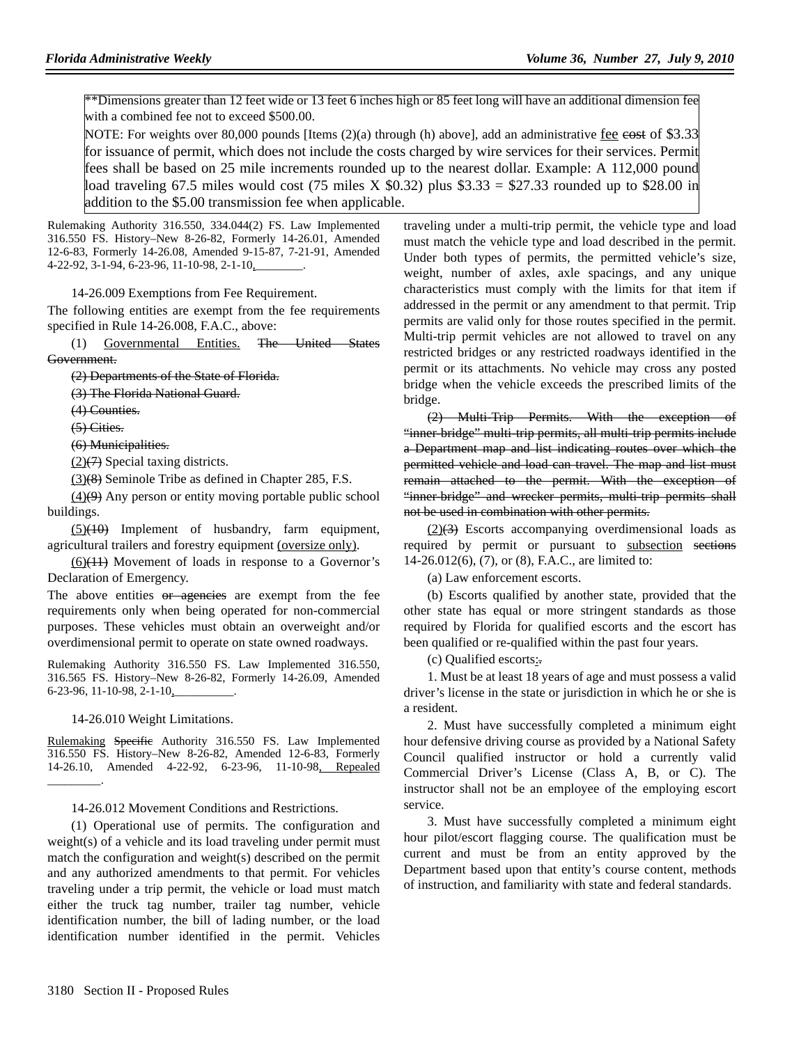**Dimensions greater than 12 feet wide or 13 feet 6 inches high or 85 feet long will have an additional dimension fee with a combined fee not to exceed $500.00.

NOTE: For weights over 80,000 pounds [Items (2)(a) through (h) above], add an administrative <u>fee</u> ~~cost~~ of $3.33 for issuance of permit, which does not include the costs charged by wire services for their services. Permit fees shall be based on 25 mile increments rounded up to the nearest dollar. Example: A 112,000 pound load traveling 67.5 miles would cost (75 miles X $0.32) plus $3.33 = $27.33 rounded up to $28.00 in addition to the $5.00 transmission fee when applicable.

Rulemaking Authority 316.550, 334.044(2) FS. Law Implemented 316.550 FS. History–New 8-26-82, Formerly 14-26.01, Amended 12-6-83, Formerly 14-26.08, Amended 9-15-87, 7-21-91, Amended 4-22-92, 3-1-94, 6-23-96, 11-10-98, 2-1-10<u>, ________</u>.

14-26.009 Exemptions from Fee Requirement.

The following entities are exempt from the fee requirements specified in Rule 14-26.008, F.A.C., above:

(1) <u>Governmental Entities.</u> ~~The United States Government.~~

~~(2) Departments of the State of Florida.~~

~~(3) The Florida National Guard.~~

~~(4) Counties.~~

~~(5) Cities.~~

~~(6) Municipalities.~~

<u>(2)</u>~~(7)~~ Special taxing districts.

<u>(3)</u>~~(8)~~ Seminole Tribe as defined in Chapter 285, F.S.

<u>(4)</u>~~(9)~~ Any person or entity moving portable public school buildings.

<u>(5)</u>~~(10)~~ Implement of husbandry, farm equipment, agricultural trailers and forestry equipment <u>(oversize only)</u>.

<u>(6)</u>~~(11)~~ Movement of loads in response to a Governor's Declaration of Emergency.

The above entities ~~or agencies~~ are exempt from the fee requirements only when being operated for non-commercial purposes. These vehicles must obtain an overweight and/or overdimensional permit to operate on state owned roadways.

Rulemaking Authority 316.550 FS. Law Implemented 316.550, 316.565 FS. History–New 8-26-82, Formerly 14-26.09, Amended 6-23-96, 11-10-98, 2-1-10<u>, __________</u>.

14-26.010 Weight Limitations.

<u>Rulemaking</u> ~~Specific~~ Authority 316.550 FS. Law Implemented 316.550 FS. History–New 8-26-82, Amended 12-6-83, Formerly 14-26.10, Amended 4-22-92, 6-23-96, 11-10-98<u>, Repealed ________</u>.

14-26.012 Movement Conditions and Restrictions.

(1) Operational use of permits. The configuration and weight(s) of a vehicle and its load traveling under permit must match the configuration and weight(s) described on the permit and any authorized amendments to that permit. For vehicles traveling under a trip permit, the vehicle or load must match either the truck tag number, trailer tag number, vehicle identification number, the bill of lading number, or the load identification number identified in the permit. Vehicles traveling under a multi-trip permit, the vehicle type and load must match the vehicle type and load described in the permit. Under both types of permits, the permitted vehicle's size, weight, number of axles, axle spacings, and any unique characteristics must comply with the limits for that item if addressed in the permit or any amendment to that permit. Trip permits are valid only for those routes specified in the permit. Multi-trip permit vehicles are not allowed to travel on any restricted bridges or any restricted roadways identified in the permit or its attachments. No vehicle may cross any posted bridge when the vehicle exceeds the prescribed limits of the bridge.

~~(2) Multi-Trip Permits. With the exception of "inner-bridge" multi-trip permits, all multi-trip permits include a Department map and list indicating routes over which the permitted vehicle and load can travel. The map and list must remain attached to the permit. With the exception of "inner-bridge" and wrecker permits, multi-trip permits shall not be used in combination with other permits.~~

<u>(2)</u>~~(3)~~ Escorts accompanying overdimensional loads as required by permit or pursuant to <u>subsection</u> ~~sections~~ 14-26.012(6), (7), or (8), F.A.C., are limited to:

(a) Law enforcement escorts.

(b) Escorts qualified by another state, provided that the other state has equal or more stringent standards as those required by Florida for qualified escorts and the escort has been qualified or re-qualified within the past four years.

(c) Qualified escorts<u>:</u>~~.~~

1. Must be at least 18 years of age and must possess a valid driver's license in the state or jurisdiction in which he or she is a resident.

2. Must have successfully completed a minimum eight hour defensive driving course as provided by a National Safety Council qualified instructor or hold a currently valid Commercial Driver's License (Class A, B, or C). The instructor shall not be an employee of the employing escort service.

3. Must have successfully completed a minimum eight hour pilot/escort flagging course. The qualification must be current and must be from an entity approved by the Department based upon that entity's course content, methods of instruction, and familiarity with state and federal standards.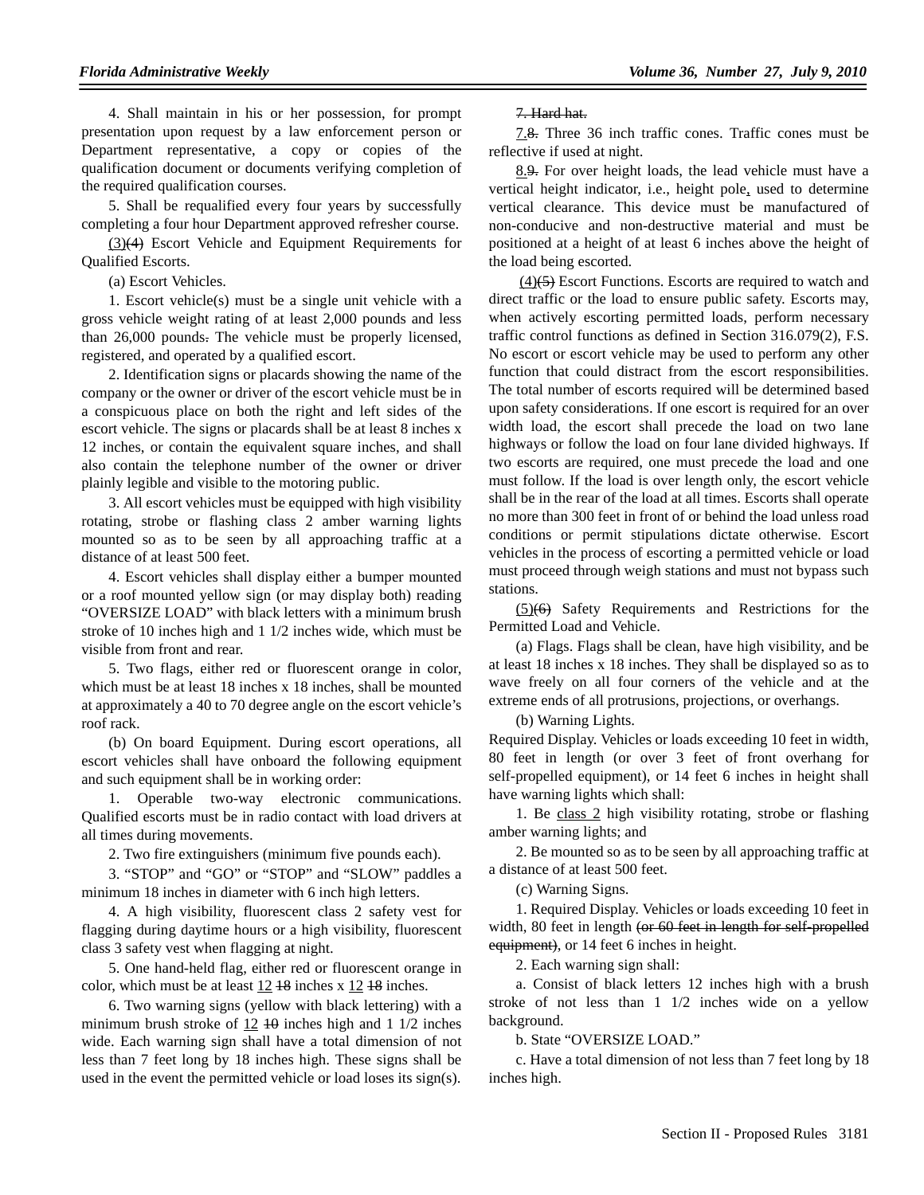4. Shall maintain in his or her possession, for prompt presentation upon request by a law enforcement person or Department representative, a copy or copies of the qualification document or documents verifying completion of the required qualification courses.

5. Shall be requalified every four years by successfully completing a four hour Department approved refresher course.

<u>(3)</u>~~(4)~~ Escort Vehicle and Equipment Requirements for Qualified Escorts.

(a) Escort Vehicles.

1. Escort vehicle(s) must be a single unit vehicle with a gross vehicle weight rating of at least 2,000 pounds and less than 26,000 pounds~~.~~ The vehicle must be properly licensed, registered, and operated by a qualified escort.

2. Identification signs or placards showing the name of the company or the owner or driver of the escort vehicle must be in a conspicuous place on both the right and left sides of the escort vehicle. The signs or placards shall be at least 8 inches x 12 inches, or contain the equivalent square inches, and shall also contain the telephone number of the owner or driver plainly legible and visible to the motoring public.

3. All escort vehicles must be equipped with high visibility rotating, strobe or flashing class 2 amber warning lights mounted so as to be seen by all approaching traffic at a distance of at least 500 feet.

4. Escort vehicles shall display either a bumper mounted or a roof mounted yellow sign (or may display both) reading "OVERSIZE LOAD" with black letters with a minimum brush stroke of 10 inches high and 1 1/2 inches wide, which must be visible from front and rear.

5. Two flags, either red or fluorescent orange in color, which must be at least 18 inches x 18 inches, shall be mounted at approximately a 40 to 70 degree angle on the escort vehicle's roof rack.

(b) On board Equipment. During escort operations, all escort vehicles shall have onboard the following equipment and such equipment shall be in working order:

1. Operable two-way electronic communications. Qualified escorts must be in radio contact with load drivers at all times during movements.

2. Two fire extinguishers (minimum five pounds each).

3. "STOP" and "GO" or "STOP" and "SLOW" paddles a minimum 18 inches in diameter with 6 inch high letters.

4. A high visibility, fluorescent class 2 safety vest for flagging during daytime hours or a high visibility, fluorescent class 3 safety vest when flagging at night.

5. One hand-held flag, either red or fluorescent orange in color, which must be at least <u>12</u> ~~18~~ inches x <u>12</u> ~~18~~ inches.

6. Two warning signs (yellow with black lettering) with a minimum brush stroke of <u>12</u> ~~10~~ inches high and 1 1/2 inches wide. Each warning sign shall have a total dimension of not less than 7 feet long by 18 inches high. These signs shall be used in the event the permitted vehicle or load loses its sign(s).

~~7. Hard hat.~~

<u>7.</u>~~8.~~ Three 36 inch traffic cones. Traffic cones must be reflective if used at night.

<u>8.</u>~~9.~~ For over height loads, the lead vehicle must have a vertical height indicator, i.e., height pole<u>,</u> used to determine vertical clearance. This device must be manufactured of non-conducive and non-destructive material and must be positioned at a height of at least 6 inches above the height of the load being escorted.

<u>(4)</u>~~(5)~~ Escort Functions. Escorts are required to watch and direct traffic or the load to ensure public safety. Escorts may, when actively escorting permitted loads, perform necessary traffic control functions as defined in Section 316.079(2), F.S. No escort or escort vehicle may be used to perform any other function that could distract from the escort responsibilities. The total number of escorts required will be determined based upon safety considerations. If one escort is required for an over width load, the escort shall precede the load on two lane highways or follow the load on four lane divided highways. If two escorts are required, one must precede the load and one must follow. If the load is over length only, the escort vehicle shall be in the rear of the load at all times. Escorts shall operate no more than 300 feet in front of or behind the load unless road conditions or permit stipulations dictate otherwise. Escort vehicles in the process of escorting a permitted vehicle or load must proceed through weigh stations and must not bypass such stations.

<u>(5)</u>~~(6)~~ Safety Requirements and Restrictions for the Permitted Load and Vehicle.

(a) Flags. Flags shall be clean, have high visibility, and be at least 18 inches x 18 inches. They shall be displayed so as to wave freely on all four corners of the vehicle and at the extreme ends of all protrusions, projections, or overhangs.

(b) Warning Lights.

Required Display. Vehicles or loads exceeding 10 feet in width, 80 feet in length (or over 3 feet of front overhang for self-propelled equipment), or 14 feet 6 inches in height shall have warning lights which shall:

1. Be <u>class 2</u> high visibility rotating, strobe or flashing amber warning lights; and

2. Be mounted so as to be seen by all approaching traffic at a distance of at least 500 feet.

(c) Warning Signs.

1. Required Display. Vehicles or loads exceeding 10 feet in width, 80 feet in length ~~(or 60 feet in length for self-propelled equipment)~~, or 14 feet 6 inches in height.

2. Each warning sign shall:

a. Consist of black letters 12 inches high with a brush stroke of not less than 1 1/2 inches wide on a yellow background.

b. State "OVERSIZE LOAD."

c. Have a total dimension of not less than 7 feet long by 18 inches high.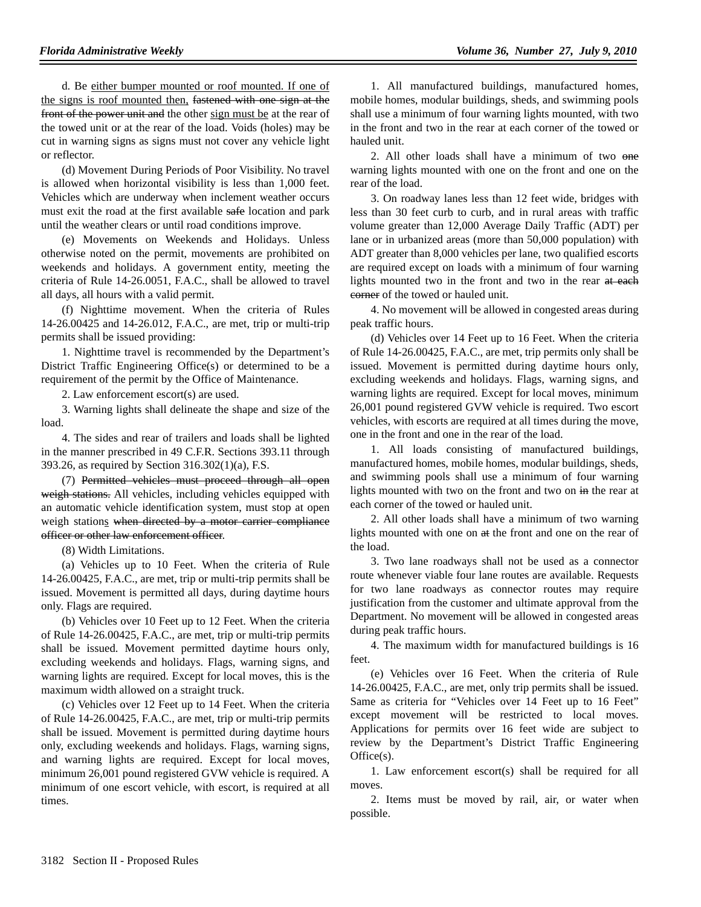d. Be <u>either bumper mounted or roof mounted. If one of the signs is roof mounted then,</u> ~~fastened with one sign at the front of the power unit and~~ the other <u>sign must be</u> at the rear of the towed unit or at the rear of the load. Voids (holes) may be cut in warning signs as signs must not cover any vehicle light or reflector.

(d) Movement During Periods of Poor Visibility. No travel is allowed when horizontal visibility is less than 1,000 feet. Vehicles which are underway when inclement weather occurs must exit the road at the first available ~~safe~~ location and park until the weather clears or until road conditions improve.

(e) Movements on Weekends and Holidays. Unless otherwise noted on the permit, movements are prohibited on weekends and holidays. A government entity, meeting the criteria of Rule 14-26.0051, F.A.C., shall be allowed to travel all days, all hours with a valid permit.

(f) Nighttime movement. When the criteria of Rules 14-26.00425 and 14-26.012, F.A.C., are met, trip or multi-trip permits shall be issued providing:

1. Nighttime travel is recommended by the Department's District Traffic Engineering Office(s) or determined to be a requirement of the permit by the Office of Maintenance.

2. Law enforcement escort(s) are used.

3. Warning lights shall delineate the shape and size of the load.

4. The sides and rear of trailers and loads shall be lighted in the manner prescribed in 49 C.F.R. Sections 393.11 through 393.26, as required by Section 316.302(1)(a), F.S.

(7) ~~Permitted vehicles must proceed through all open weigh stations.~~ All vehicles, including vehicles equipped with an automatic vehicle identification system, must stop at open weigh station<u>s</u> ~~when directed by a motor carrier compliance officer or other law enforcement officer~~.

(8) Width Limitations.

(a) Vehicles up to 10 Feet. When the criteria of Rule 14-26.00425, F.A.C., are met, trip or multi-trip permits shall be issued. Movement is permitted all days, during daytime hours only. Flags are required.

(b) Vehicles over 10 Feet up to 12 Feet. When the criteria of Rule 14-26.00425, F.A.C., are met, trip or multi-trip permits shall be issued. Movement permitted daytime hours only, excluding weekends and holidays. Flags, warning signs, and warning lights are required. Except for local moves, this is the maximum width allowed on a straight truck.

(c) Vehicles over 12 Feet up to 14 Feet. When the criteria of Rule 14-26.00425, F.A.C., are met, trip or multi-trip permits shall be issued. Movement is permitted during daytime hours only, excluding weekends and holidays. Flags, warning signs, and warning lights are required. Except for local moves, minimum 26,001 pound registered GVW vehicle is required. A minimum of one escort vehicle, with escort, is required at all times.

1. All manufactured buildings, manufactured homes, mobile homes, modular buildings, sheds, and swimming pools shall use a minimum of four warning lights mounted, with two in the front and two in the rear at each corner of the towed or hauled unit.

2. All other loads shall have a minimum of two ~~one~~ warning lights mounted with one on the front and one on the rear of the load.

3. On roadway lanes less than 12 feet wide, bridges with less than 30 feet curb to curb, and in rural areas with traffic volume greater than 12,000 Average Daily Traffic (ADT) per lane or in urbanized areas (more than 50,000 population) with ADT greater than 8,000 vehicles per lane, two qualified escorts are required except on loads with a minimum of four warning lights mounted two in the front and two in the rear ~~at each corner~~ of the towed or hauled unit.

4. No movement will be allowed in congested areas during peak traffic hours.

(d) Vehicles over 14 Feet up to 16 Feet. When the criteria of Rule 14-26.00425, F.A.C., are met, trip permits only shall be issued. Movement is permitted during daytime hours only, excluding weekends and holidays. Flags, warning signs, and warning lights are required. Except for local moves, minimum 26,001 pound registered GVW vehicle is required. Two escort vehicles, with escorts are required at all times during the move, one in the front and one in the rear of the load.

1. All loads consisting of manufactured buildings, manufactured homes, mobile homes, modular buildings, sheds, and swimming pools shall use a minimum of four warning lights mounted with two on the front and two on ~~in~~ the rear at each corner of the towed or hauled unit.

2. All other loads shall have a minimum of two warning lights mounted with one on ~~at~~ the front and one on the rear of the load.

3. Two lane roadways shall not be used as a connector route whenever viable four lane routes are available. Requests for two lane roadways as connector routes may require justification from the customer and ultimate approval from the Department. No movement will be allowed in congested areas during peak traffic hours.

4. The maximum width for manufactured buildings is 16 feet.

(e) Vehicles over 16 Feet. When the criteria of Rule 14-26.00425, F.A.C., are met, only trip permits shall be issued. Same as criteria for "Vehicles over 14 Feet up to 16 Feet" except movement will be restricted to local moves. Applications for permits over 16 feet wide are subject to review by the Department's District Traffic Engineering Office(s).

1. Law enforcement escort(s) shall be required for all moves.

2. Items must be moved by rail, air, or water when possible.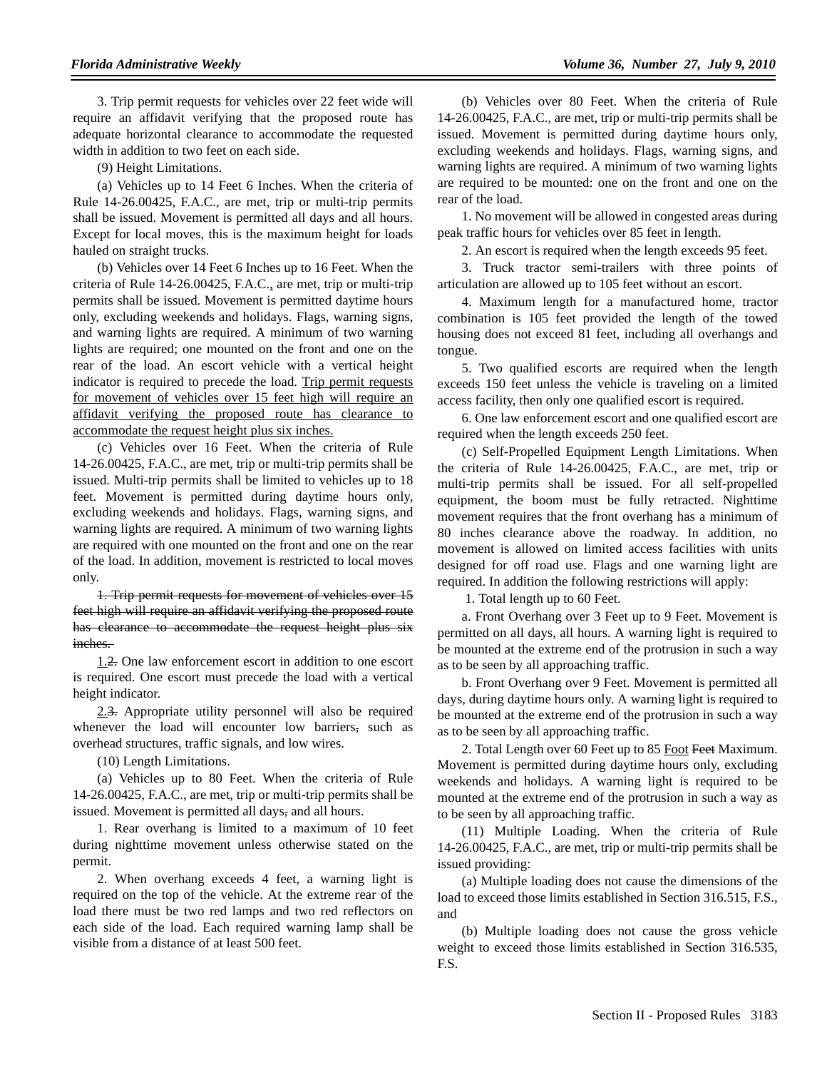3. Trip permit requests for vehicles over 22 feet wide will require an affidavit verifying that the proposed route has adequate horizontal clearance to accommodate the requested width in addition to two feet on each side.

(9) Height Limitations.

(a) Vehicles up to 14 Feet 6 Inches. When the criteria of Rule 14-26.00425, F.A.C., are met, trip or multi-trip permits shall be issued. Movement is permitted all days and all hours. Except for local moves, this is the maximum height for loads hauled on straight trucks.

(b) Vehicles over 14 Feet 6 Inches up to 16 Feet. When the criteria of Rule 14-26.00425, F.A.C.~~,~~ are met, trip or multi-trip permits shall be issued. Movement is permitted daytime hours only, excluding weekends and holidays. Flags, warning signs, and warning lights are required. A minimum of two warning lights are required; one mounted on the front and one on the rear of the load. An escort vehicle with a vertical height indicator is required to precede the load. <u>Trip permit requests for movement of vehicles over 15 feet high will require an affidavit verifying the proposed route has clearance to accommodate the request height plus six inches.</u>

(c) Vehicles over 16 Feet. When the criteria of Rule 14-26.00425, F.A.C., are met, trip or multi-trip permits shall be issued. Multi-trip permits shall be limited to vehicles up to 18 feet. Movement is permitted during daytime hours only, excluding weekends and holidays. Flags, warning signs, and warning lights are required. A minimum of two warning lights are required with one mounted on the front and one on the rear of the load. In addition, movement is restricted to local moves only.

~~1. Trip permit requests for movement of vehicles over 15 feet high will require an affidavit verifying the proposed route has clearance to accommodate the request height plus six inches.~~

<u>1.</u>~~2.~~ One law enforcement escort in addition to one escort is required. One escort must precede the load with a vertical height indicator.

<u>2.</u>~~3.~~ Appropriate utility personnel will also be required whenever the load will encounter low barriers~~,~~ such as overhead structures, traffic signals, and low wires.

(10) Length Limitations.

(a) Vehicles up to 80 Feet. When the criteria of Rule 14-26.00425, F.A.C., are met, trip or multi-trip permits shall be issued. Movement is permitted all days~~,~~ and all hours.

1. Rear overhang is limited to a maximum of 10 feet during nighttime movement unless otherwise stated on the permit.

2. When overhang exceeds 4 feet, a warning light is required on the top of the vehicle. At the extreme rear of the load there must be two red lamps and two red reflectors on each side of the load. Each required warning lamp shall be visible from a distance of at least 500 feet.

(b) Vehicles over 80 Feet. When the criteria of Rule 14-26.00425, F.A.C., are met, trip or multi-trip permits shall be issued. Movement is permitted during daytime hours only, excluding weekends and holidays. Flags, warning signs, and warning lights are required. A minimum of two warning lights are required to be mounted: one on the front and one on the rear of the load.

1. No movement will be allowed in congested areas during peak traffic hours for vehicles over 85 feet in length.

2. An escort is required when the length exceeds 95 feet.

3. Truck tractor semi-trailers with three points of articulation are allowed up to 105 feet without an escort.

4. Maximum length for a manufactured home, tractor combination is 105 feet provided the length of the towed housing does not exceed 81 feet, including all overhangs and tongue.

5. Two qualified escorts are required when the length exceeds 150 feet unless the vehicle is traveling on a limited access facility, then only one qualified escort is required.

6. One law enforcement escort and one qualified escort are required when the length exceeds 250 feet.

(c) Self-Propelled Equipment Length Limitations. When the criteria of Rule 14-26.00425, F.A.C., are met, trip or multi-trip permits shall be issued. For all self-propelled equipment, the boom must be fully retracted. Nighttime movement requires that the front overhang has a minimum of 80 inches clearance above the roadway. In addition, no movement is allowed on limited access facilities with units designed for off road use. Flags and one warning light are required. In addition the following restrictions will apply:

1. Total length up to 60 Feet.

a. Front Overhang over 3 Feet up to 9 Feet. Movement is permitted on all days, all hours. A warning light is required to be mounted at the extreme end of the protrusion in such a way as to be seen by all approaching traffic.

b. Front Overhang over 9 Feet. Movement is permitted all days, during daytime hours only. A warning light is required to be mounted at the extreme end of the protrusion in such a way as to be seen by all approaching traffic.

2. Total Length over 60 Feet up to 85 <u>Foot</u> ~~Feet~~ Maximum. Movement is permitted during daytime hours only, excluding weekends and holidays. A warning light is required to be mounted at the extreme end of the protrusion in such a way as to be seen by all approaching traffic.

(11) Multiple Loading. When the criteria of Rule 14-26.00425, F.A.C., are met, trip or multi-trip permits shall be issued providing:

(a) Multiple loading does not cause the dimensions of the load to exceed those limits established in Section 316.515, F.S., and

(b) Multiple loading does not cause the gross vehicle weight to exceed those limits established in Section 316.535, F.S.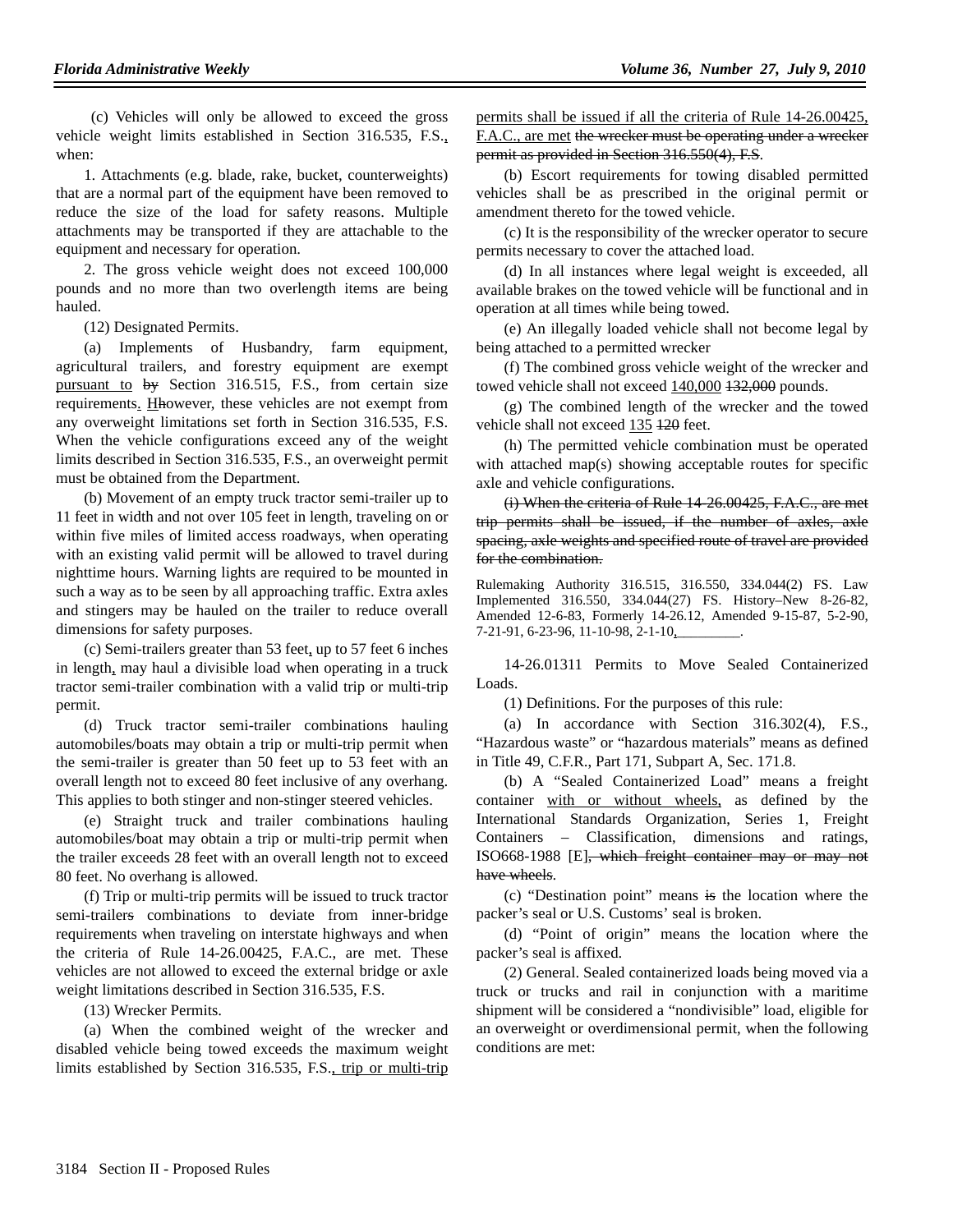(c) Vehicles will only be allowed to exceed the gross vehicle weight limits established in Section 316.535, F.S.<u>,</u> when:

1. Attachments (e.g. blade, rake, bucket, counterweights) that are a normal part of the equipment have been removed to reduce the size of the load for safety reasons. Multiple attachments may be transported if they are attachable to the equipment and necessary for operation.

2. The gross vehicle weight does not exceed 100,000 pounds and no more than two overlength items are being hauled.

(12) Designated Permits.

(a) Implements of Husbandry, farm equipment, agricultural trailers, and forestry equipment are exempt <u>pursuant to</u> ~~by~~ Section 316.515, F.S., from certain size requirements<u>.</u> <u>H</u>~~h~~owever, these vehicles are not exempt from any overweight limitations set forth in Section 316.535, F.S. When the vehicle configurations exceed any of the weight limits described in Section 316.535, F.S., an overweight permit must be obtained from the Department.

(b) Movement of an empty truck tractor semi-trailer up to 11 feet in width and not over 105 feet in length, traveling on or within five miles of limited access roadways, when operating with an existing valid permit will be allowed to travel during nighttime hours. Warning lights are required to be mounted in such a way as to be seen by all approaching traffic. Extra axles and stingers may be hauled on the trailer to reduce overall dimensions for safety purposes.

(c) Semi-trailers greater than 53 feet<u>,</u> up to 57 feet 6 inches in length<u>,</u> may haul a divisible load when operating in a truck tractor semi-trailer combination with a valid trip or multi-trip permit.

(d) Truck tractor semi-trailer combinations hauling automobiles/boats may obtain a trip or multi-trip permit when the semi-trailer is greater than 50 feet up to 53 feet with an overall length not to exceed 80 feet inclusive of any overhang. This applies to both stinger and non-stinger steered vehicles.

(e) Straight truck and trailer combinations hauling automobiles/boat may obtain a trip or multi-trip permit when the trailer exceeds 28 feet with an overall length not to exceed 80 feet. No overhang is allowed.

(f) Trip or multi-trip permits will be issued to truck tractor semi-trailer~~s~~ combinations to deviate from inner-bridge requirements when traveling on interstate highways and when the criteria of Rule 14-26.00425, F.A.C., are met. These vehicles are not allowed to exceed the external bridge or axle weight limitations described in Section 316.535, F.S.

(13) Wrecker Permits.

(a) When the combined weight of the wrecker and disabled vehicle being towed exceeds the maximum weight limits established by Section 316.535, F.S.<u>, trip or multi-trip permits shall be issued if all the criteria of Rule 14-26.00425, F.A.C., are met</u> ~~the wrecker must be operating under a wrecker permit as provided in Section 316.550(4), F.S~~.

(b) Escort requirements for towing disabled permitted vehicles shall be as prescribed in the original permit or amendment thereto for the towed vehicle.

(c) It is the responsibility of the wrecker operator to secure permits necessary to cover the attached load.

(d) In all instances where legal weight is exceeded, all available brakes on the towed vehicle will be functional and in operation at all times while being towed.

(e) An illegally loaded vehicle shall not become legal by being attached to a permitted wrecker

(f) The combined gross vehicle weight of the wrecker and towed vehicle shall not exceed <u>140,000</u> ~~132,000~~ pounds.

(g) The combined length of the wrecker and the towed vehicle shall not exceed <u>135</u> ~~120~~ feet.

(h) The permitted vehicle combination must be operated with attached map(s) showing acceptable routes for specific axle and vehicle configurations.

~~(i) When the criteria of Rule 14-26.00425, F.A.C., are met trip permits shall be issued, if the number of axles, axle spacing, axle weights and specified route of travel are provided for the combination.~~

Rulemaking Authority 316.515, 316.550, 334.044(2) FS. Law Implemented 316.550, 334.044(27) FS. History–New 8-26-82, Amended 12-6-83, Formerly 14-26.12, Amended 9-15-87, 5-2-90, 7-21-91, 6-23-96, 11-10-98, 2-1-10<u>,\_\_\_\_\_\_\_\_\_</u>.

14-26.01311 Permits to Move Sealed Containerized Loads.

(1) Definitions. For the purposes of this rule:

(a) In accordance with Section 316.302(4), F.S., "Hazardous waste" or "hazardous materials" means as defined in Title 49, C.F.R., Part 171, Subpart A, Sec. 171.8.

(b) A "Sealed Containerized Load" means a freight container <u>with or without wheels,</u> as defined by the International Standards Organization, Series 1, Freight Containers – Classification, dimensions and ratings, ISO668-1988 [E]~~, which freight container may or may not have wheels~~.

(c) "Destination point" means ~~is~~ the location where the packer's seal or U.S. Customs' seal is broken.

(d) "Point of origin" means the location where the packer's seal is affixed.

(2) General. Sealed containerized loads being moved via a truck or trucks and rail in conjunction with a maritime shipment will be considered a "nondivisible" load, eligible for an overweight or overdimensional permit, when the following conditions are met: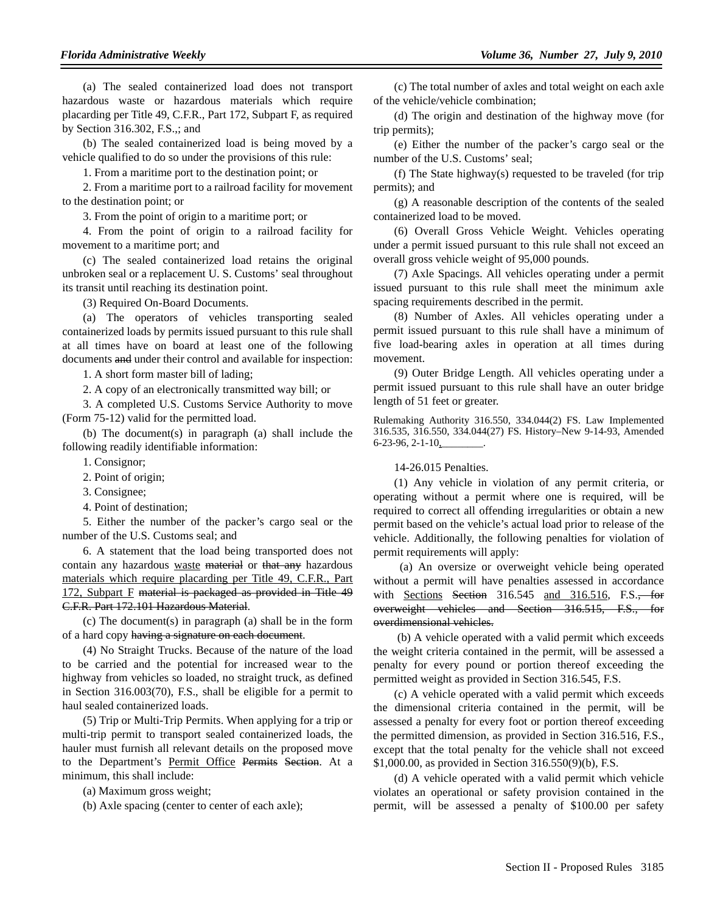(a) The sealed containerized load does not transport hazardous waste or hazardous materials which require placarding per Title 49, C.F.R., Part 172, Subpart F, as required by Section 316.302, F.S.,; and

(b) The sealed containerized load is being moved by a vehicle qualified to do so under the provisions of this rule:

1. From a maritime port to the destination point; or

2. From a maritime port to a railroad facility for movement to the destination point; or

3. From the point of origin to a maritime port; or

4. From the point of origin to a railroad facility for movement to a maritime port; and

(c) The sealed containerized load retains the original unbroken seal or a replacement U. S. Customs' seal throughout its transit until reaching its destination point.

(3) Required On-Board Documents.

(a) The operators of vehicles transporting sealed containerized loads by permits issued pursuant to this rule shall at all times have on board at least one of the following documents ~~and~~ under their control and available for inspection:

1. A short form master bill of lading;

2. A copy of an electronically transmitted way bill; or

3. A completed U.S. Customs Service Authority to move (Form 75-12) valid for the permitted load.

(b) The document(s) in paragraph (a) shall include the following readily identifiable information:

1. Consignor;

2. Point of origin;

3. Consignee;

4. Point of destination;

5. Either the number of the packer's cargo seal or the number of the U.S. Customs seal; and

6. A statement that the load being transported does not contain any hazardous <u>waste</u> ~~material~~ or ~~that any~~ hazardous <u>materials which require placarding per Title 49, C.F.R., Part 172, Subpart F</u> ~~material is packaged as provided in Title 49 C.F.R. Part 172.101 Hazardous Material~~.

(c) The document(s) in paragraph (a) shall be in the form of a hard copy ~~having a signature on each document~~.

(4) No Straight Trucks. Because of the nature of the load to be carried and the potential for increased wear to the highway from vehicles so loaded, no straight truck, as defined in Section 316.003(70), F.S., shall be eligible for a permit to haul sealed containerized loads.

(5) Trip or Multi-Trip Permits. When applying for a trip or multi-trip permit to transport sealed containerized loads, the hauler must furnish all relevant details on the proposed move to the Department's <u>Permit Office</u> ~~Permits Section~~. At a minimum, this shall include:

(a) Maximum gross weight;

(b) Axle spacing (center to center of each axle);

(c) The total number of axles and total weight on each axle of the vehicle/vehicle combination;

(d) The origin and destination of the highway move (for trip permits);

(e) Either the number of the packer's cargo seal or the number of the U.S. Customs' seal;

(f) The State highway(s) requested to be traveled (for trip permits); and

(g) A reasonable description of the contents of the sealed containerized load to be moved.

(6) Overall Gross Vehicle Weight. Vehicles operating under a permit issued pursuant to this rule shall not exceed an overall gross vehicle weight of 95,000 pounds.

(7) Axle Spacings. All vehicles operating under a permit issued pursuant to this rule shall meet the minimum axle spacing requirements described in the permit.

(8) Number of Axles. All vehicles operating under a permit issued pursuant to this rule shall have a minimum of five load-bearing axles in operation at all times during movement.

(9) Outer Bridge Length. All vehicles operating under a permit issued pursuant to this rule shall have an outer bridge length of 51 feet or greater.

Rulemaking Authority 316.550, 334.044(2) FS. Law Implemented 316.535, 316.550, 334.044(27) FS. History–New 9-14-93, Amended 6-23-96, 2-1-10<u>, ________</u>.

14-26.015 Penalties.

(1) Any vehicle in violation of any permit criteria, or operating without a permit where one is required, will be required to correct all offending irregularities or obtain a new permit based on the vehicle's actual load prior to release of the vehicle. Additionally, the following penalties for violation of permit requirements will apply:

(a) An oversize or overweight vehicle being operated without a permit will have penalties assessed in accordance with <u>Sections</u> ~~Section~~ 316.545 <u>and 316.516</u>, F.S.~~, for overweight vehicles and Section 316.515, F.S., for overdimensional vehicles~~.

(b) A vehicle operated with a valid permit which exceeds the weight criteria contained in the permit, will be assessed a penalty for every pound or portion thereof exceeding the permitted weight as provided in Section 316.545, F.S.

(c) A vehicle operated with a valid permit which exceeds the dimensional criteria contained in the permit, will be assessed a penalty for every foot or portion thereof exceeding the permitted dimension, as provided in Section 316.516, F.S., except that the total penalty for the vehicle shall not exceed $1,000.00, as provided in Section 316.550(9)(b), F.S.

(d) A vehicle operated with a valid permit which vehicle violates an operational or safety provision contained in the permit, will be assessed a penalty of $100.00 per safety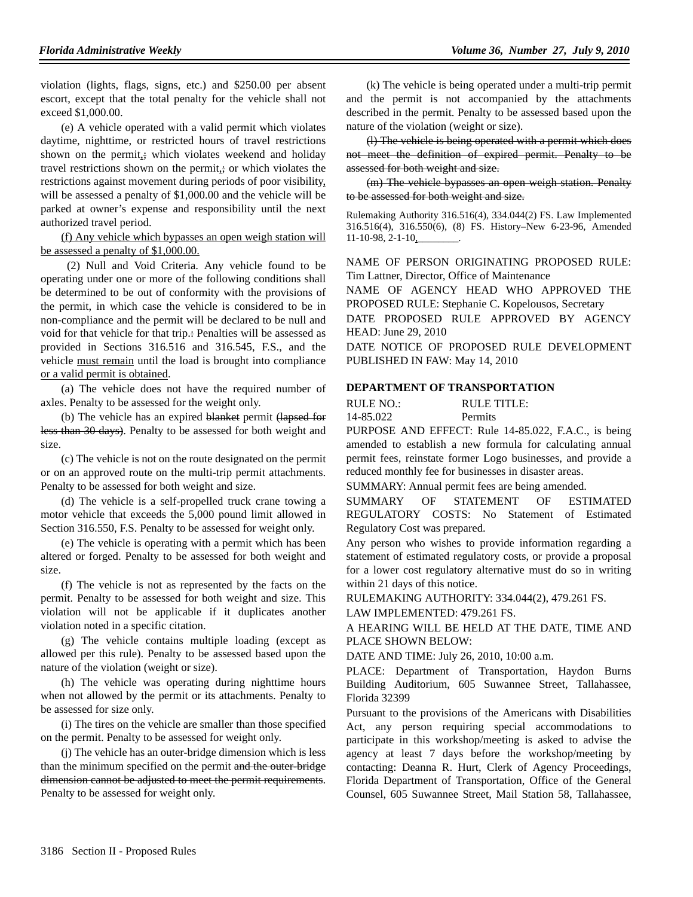violation (lights, flags, signs, etc.) and $250.00 per absent escort, except that the total penalty for the vehicle shall not exceed $1,000.00.

(e) A vehicle operated with a valid permit which violates daytime, nighttime, or restricted hours of travel restrictions shown on the permit,; which violates weekend and holiday travel restrictions shown on the permit,; or which violates the restrictions against movement during periods of poor visibility, will be assessed a penalty of $1,000.00 and the vehicle will be parked at owner's expense and responsibility until the next authorized travel period.

(f) Any vehicle which bypasses an open weigh station will be assessed a penalty of $1,000.00.

(2) Null and Void Criteria. Any vehicle found to be operating under one or more of the following conditions shall be determined to be out of conformity with the provisions of the permit, in which case the vehicle is considered to be in non-compliance and the permit will be declared to be null and void for that vehicle for that trip.: Penalties will be assessed as provided in Sections 316.516 and 316.545, F.S., and the vehicle must remain until the load is brought into compliance or a valid permit is obtained.

(a) The vehicle does not have the required number of axles. Penalty to be assessed for the weight only.

(b) The vehicle has an expired ~~blanket~~ permit ~~(lapsed for less than 30 days)~~. Penalty to be assessed for both weight and size.

(c) The vehicle is not on the route designated on the permit or on an approved route on the multi-trip permit attachments. Penalty to be assessed for both weight and size.

(d) The vehicle is a self-propelled truck crane towing a motor vehicle that exceeds the 5,000 pound limit allowed in Section 316.550, F.S. Penalty to be assessed for weight only.

(e) The vehicle is operating with a permit which has been altered or forged. Penalty to be assessed for both weight and size.

(f) The vehicle is not as represented by the facts on the permit. Penalty to be assessed for both weight and size. This violation will not be applicable if it duplicates another violation noted in a specific citation.

(g) The vehicle contains multiple loading (except as allowed per this rule). Penalty to be assessed based upon the nature of the violation (weight or size).

(h) The vehicle was operating during nighttime hours when not allowed by the permit or its attachments. Penalty to be assessed for size only.

(i) The tires on the vehicle are smaller than those specified on the permit. Penalty to be assessed for weight only.

(j) The vehicle has an outer-bridge dimension which is less than the minimum specified on the permit ~~and the outer-bridge dimension cannot be adjusted to meet the permit requirements~~. Penalty to be assessed for weight only.

(k) The vehicle is being operated under a multi-trip permit and the permit is not accompanied by the attachments described in the permit. Penalty to be assessed based upon the nature of the violation (weight or size).

~~(l) The vehicle is being operated with a permit which does not meet the definition of expired permit. Penalty to be assessed for both weight and size.~~

~~(m) The vehicle bypasses an open weigh station. Penalty to be assessed for both weight and size.~~

Rulemaking Authority 316.516(4), 334.044(2) FS. Law Implemented 316.516(4), 316.550(6), (8) FS. History–New 6-23-96, Amended 11-10-98, 2-1-10, ________.

NAME OF PERSON ORIGINATING PROPOSED RULE: Tim Lattner, Director, Office of Maintenance

NAME OF AGENCY HEAD WHO APPROVED THE PROPOSED RULE: Stephanie C. Kopelousos, Secretary

DATE PROPOSED RULE APPROVED BY AGENCY HEAD: June 29, 2010

DATE NOTICE OF PROPOSED RULE DEVELOPMENT PUBLISHED IN FAW: May 14, 2010

## DEPARTMENT OF TRANSPORTATION

| RULE NO.: | RULE TITLE: |
|---|---|
| 14-85.022 | Permits |

PURPOSE AND EFFECT: Rule 14-85.022, F.A.C., is being amended to establish a new formula for calculating annual permit fees, reinstate former Logo businesses, and provide a reduced monthly fee for businesses in disaster areas.

SUMMARY: Annual permit fees are being amended.

SUMMARY OF STATEMENT OF ESTIMATED REGULATORY COSTS: No Statement of Estimated Regulatory Cost was prepared.

Any person who wishes to provide information regarding a statement of estimated regulatory costs, or provide a proposal for a lower cost regulatory alternative must do so in writing within 21 days of this notice.

RULEMAKING AUTHORITY: 334.044(2), 479.261 FS.

LAW IMPLEMENTED: 479.261 FS.

A HEARING WILL BE HELD AT THE DATE, TIME AND PLACE SHOWN BELOW:

DATE AND TIME: July 26, 2010, 10:00 a.m.

PLACE: Department of Transportation, Haydon Burns Building Auditorium, 605 Suwannee Street, Tallahassee, Florida 32399

Pursuant to the provisions of the Americans with Disabilities Act, any person requiring special accommodations to participate in this workshop/meeting is asked to advise the agency at least 7 days before the workshop/meeting by contacting: Deanna R. Hurt, Clerk of Agency Proceedings, Florida Department of Transportation, Office of the General Counsel, 605 Suwannee Street, Mail Station 58, Tallahassee,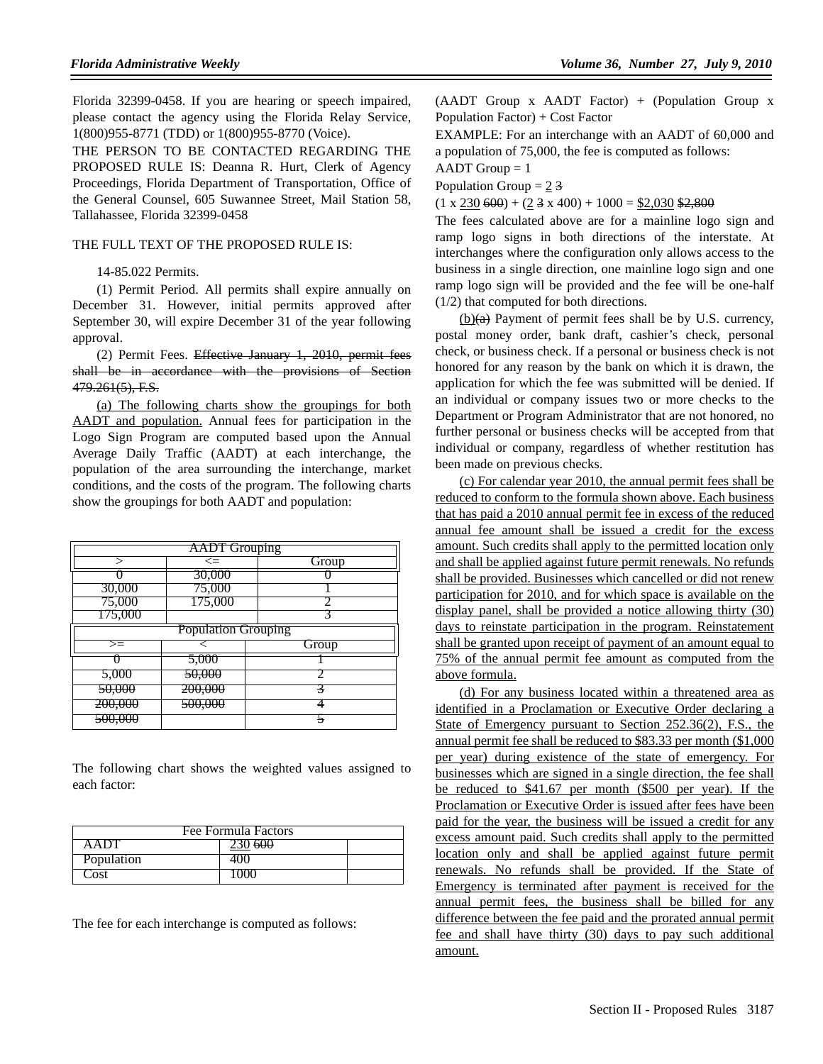Florida 32399-0458. If you are hearing or speech impaired, please contact the agency using the Florida Relay Service, 1(800)955-8771 (TDD) or 1(800)955-8770 (Voice).

THE PERSON TO BE CONTACTED REGARDING THE PROPOSED RULE IS: Deanna R. Hurt, Clerk of Agency Proceedings, Florida Department of Transportation, Office of the General Counsel, 605 Suwannee Street, Mail Station 58, Tallahassee, Florida 32399-0458

THE FULL TEXT OF THE PROPOSED RULE IS:

14-85.022 Permits.

(1) Permit Period. All permits shall expire annually on December 31. However, initial permits approved after September 30, will expire December 31 of the year following approval.

(2) Permit Fees. ~~Effective January 1, 2010, permit fees shall be in accordance with the provisions of Section 479.261(5), F.S.~~

(a) The following charts show the groupings for both AADT and population. Annual fees for participation in the Logo Sign Program are computed based upon the Annual Average Daily Traffic (AADT) at each interchange, the population of the area surrounding the interchange, market conditions, and the costs of the program. The following charts show the groupings for both AADT and population:

| AADT Grouping | | |
|---|---|---|
| > | <= | Group |
| 0 | 30,000 | 0 |
| 30,000 | 75,000 | 1 |
| 75,000 | 175,000 | 2 |
| 175,000 | | 3 |

| Population Grouping | | |
|---|---|---|
| >= | < | Group |
| 0 | 5,000 | 1 |
| 5,000 | ~~50,000~~ | 2 |
| ~~50,000~~ | ~~200,000~~ | ~~3~~ |
| ~~200,000~~ | ~~500,000~~ | ~~4~~ |
| ~~500,000~~ | | ~~5~~ |

The following chart shows the weighted values assigned to each factor:

| Fee Formula Factors | | |
|---|---|---|
| AADT | 230 ~~600~~ | |
| Population | 400 | |
| Cost | 1000 | |

The fee for each interchange is computed as follows:

(AADT Group x AADT Factor) + (Population Group x Population Factor) + Cost Factor

EXAMPLE: For an interchange with an AADT of 60,000 and a population of 75,000, the fee is computed as follows:

AADT Group = 1

Population Group = 2 ~~3~~

(1 x 230 ~~600~~) + (2 ~~3~~ x 400) + 1000 = $2,030 ~~$2,800~~

The fees calculated above are for a mainline logo sign and ramp logo signs in both directions of the interstate. At interchanges where the configuration only allows access to the business in a single direction, one mainline logo sign and one ramp logo sign will be provided and the fee will be one-half (1/2) that computed for both directions.

(b)~~(a)~~ Payment of permit fees shall be by U.S. currency, postal money order, bank draft, cashier's check, personal check, or business check. If a personal or business check is not honored for any reason by the bank on which it is drawn, the application for which the fee was submitted will be denied. If an individual or company issues two or more checks to the Department or Program Administrator that are not honored, no further personal or business checks will be accepted from that individual or company, regardless of whether restitution has been made on previous checks.

(c) For calendar year 2010, the annual permit fees shall be reduced to conform to the formula shown above. Each business that has paid a 2010 annual permit fee in excess of the reduced annual fee amount shall be issued a credit for the excess amount. Such credits shall apply to the permitted location only and shall be applied against future permit renewals. No refunds shall be provided. Businesses which cancelled or did not renew participation for 2010, and for which space is available on the display panel, shall be provided a notice allowing thirty (30) days to reinstate participation in the program. Reinstatement shall be granted upon receipt of payment of an amount equal to 75% of the annual permit fee amount as computed from the above formula.

(d) For any business located within a threatened area as identified in a Proclamation or Executive Order declaring a State of Emergency pursuant to Section 252.36(2), F.S., the annual permit fee shall be reduced to $83.33 per month ($1,000 per year) during existence of the state of emergency. For businesses which are signed in a single direction, the fee shall be reduced to $41.67 per month ($500 per year). If the Proclamation or Executive Order is issued after fees have been paid for the year, the business will be issued a credit for any excess amount paid. Such credits shall apply to the permitted location only and shall be applied against future permit renewals. No refunds shall be provided. If the State of Emergency is terminated after payment is received for the annual permit fees, the business shall be billed for any difference between the fee paid and the prorated annual permit fee and shall have thirty (30) days to pay such additional amount.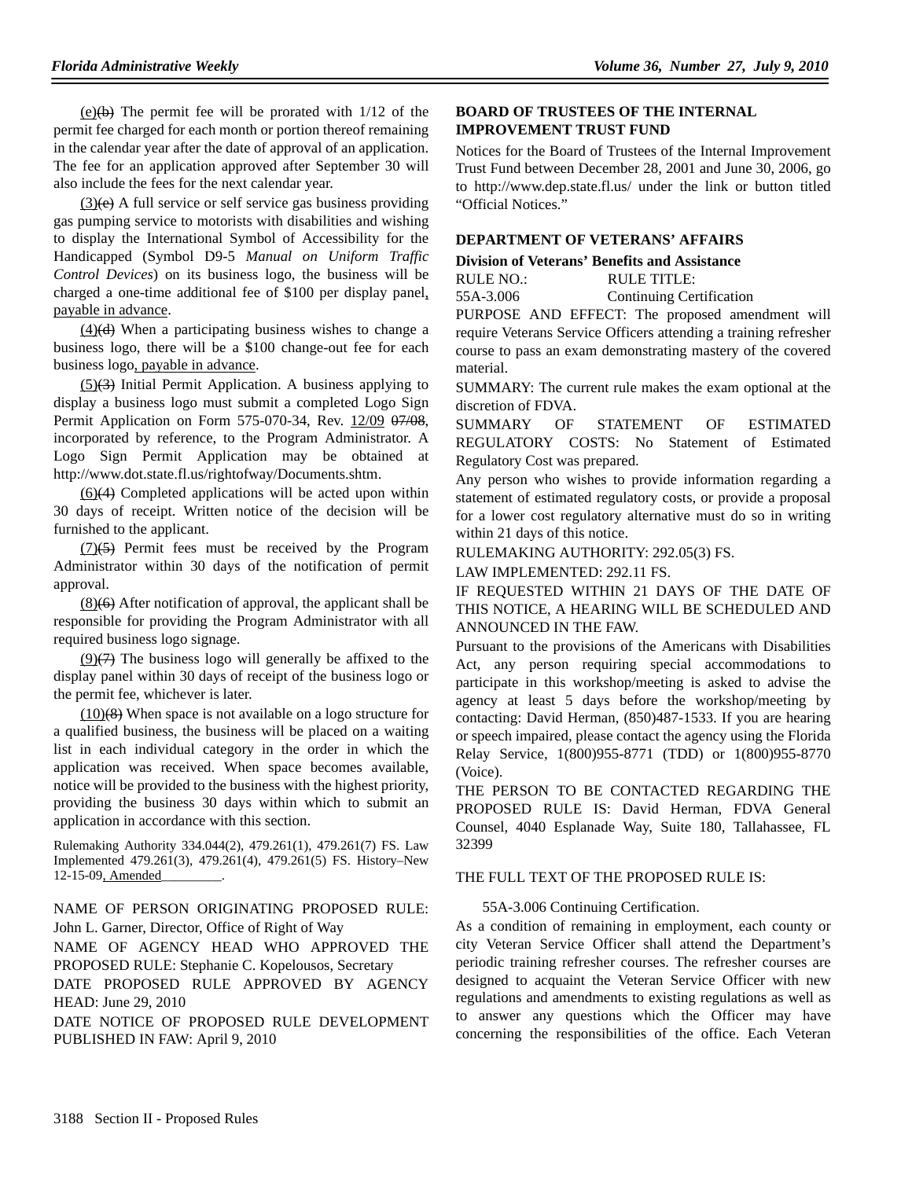(e)(b) The permit fee will be prorated with 1/12 of the permit fee charged for each month or portion thereof remaining in the calendar year after the date of approval of an application. The fee for an application approved after September 30 will also include the fees for the next calendar year.

(3)(c) A full service or self service gas business providing gas pumping service to motorists with disabilities and wishing to display the International Symbol of Accessibility for the Handicapped (Symbol D9-5 *Manual on Uniform Traffic Control Devices*) on its business logo, the business will be charged a one-time additional fee of $100 per display panel, payable in advance.

(4)(d) When a participating business wishes to change a business logo, there will be a $100 change-out fee for each business logo, payable in advance.

(5)(3) Initial Permit Application. A business applying to display a business logo must submit a completed Logo Sign Permit Application on Form 575-070-34, Rev. 12/09 07/08, incorporated by reference, to the Program Administrator. A Logo Sign Permit Application may be obtained at http://www.dot.state.fl.us/rightofway/Documents.shtm.

(6)(4) Completed applications will be acted upon within 30 days of receipt. Written notice of the decision will be furnished to the applicant.

(7)(5) Permit fees must be received by the Program Administrator within 30 days of the notification of permit approval.

(8)(6) After notification of approval, the applicant shall be responsible for providing the Program Administrator with all required business logo signage.

(9)(7) The business logo will generally be affixed to the display panel within 30 days of receipt of the business logo or the permit fee, whichever is later.

(10)(8) When space is not available on a logo structure for a qualified business, the business will be placed on a waiting list in each individual category in the order in which the application was received. When space becomes available, notice will be provided to the business with the highest priority, providing the business 30 days within which to submit an application in accordance with this section.

Rulemaking Authority 334.044(2), 479.261(1), 479.261(7) FS. Law Implemented 479.261(3), 479.261(4), 479.261(5) FS. History–New 12-15-09, Amended________.

NAME OF PERSON ORIGINATING PROPOSED RULE: John L. Garner, Director, Office of Right of Way

NAME OF AGENCY HEAD WHO APPROVED THE PROPOSED RULE: Stephanie C. Kopelousos, Secretary

DATE PROPOSED RULE APPROVED BY AGENCY HEAD: June 29, 2010

DATE NOTICE OF PROPOSED RULE DEVELOPMENT PUBLISHED IN FAW: April 9, 2010

## BOARD OF TRUSTEES OF THE INTERNAL IMPROVEMENT TRUST FUND

Notices for the Board of Trustees of the Internal Improvement Trust Fund between December 28, 2001 and June 30, 2006, go to http://www.dep.state.fl.us/ under the link or button titled "Official Notices."

## DEPARTMENT OF VETERANS' AFFAIRS

### Division of Veterans' Benefits and Assistance

RULE NO.: RULE TITLE:
55A-3.006 Continuing Certification

PURPOSE AND EFFECT: The proposed amendment will require Veterans Service Officers attending a training refresher course to pass an exam demonstrating mastery of the covered material.

SUMMARY: The current rule makes the exam optional at the discretion of FDVA.

SUMMARY OF STATEMENT OF ESTIMATED REGULATORY COSTS: No Statement of Estimated Regulatory Cost was prepared.

Any person who wishes to provide information regarding a statement of estimated regulatory costs, or provide a proposal for a lower cost regulatory alternative must do so in writing within 21 days of this notice.

RULEMAKING AUTHORITY: 292.05(3) FS.

LAW IMPLEMENTED: 292.11 FS.

IF REQUESTED WITHIN 21 DAYS OF THE DATE OF THIS NOTICE, A HEARING WILL BE SCHEDULED AND ANNOUNCED IN THE FAW.

Pursuant to the provisions of the Americans with Disabilities Act, any person requiring special accommodations to participate in this workshop/meeting is asked to advise the agency at least 5 days before the workshop/meeting by contacting: David Herman, (850)487-1533. If you are hearing or speech impaired, please contact the agency using the Florida Relay Service, 1(800)955-8771 (TDD) or 1(800)955-8770 (Voice).

THE PERSON TO BE CONTACTED REGARDING THE PROPOSED RULE IS: David Herman, FDVA General Counsel, 4040 Esplanade Way, Suite 180, Tallahassee, FL 32399

THE FULL TEXT OF THE PROPOSED RULE IS:

55A-3.006 Continuing Certification.

As a condition of remaining in employment, each county or city Veteran Service Officer shall attend the Department's periodic training refresher courses. The refresher courses are designed to acquaint the Veteran Service Officer with new regulations and amendments to existing regulations as well as to answer any questions which the Officer may have concerning the responsibilities of the office. Each Veteran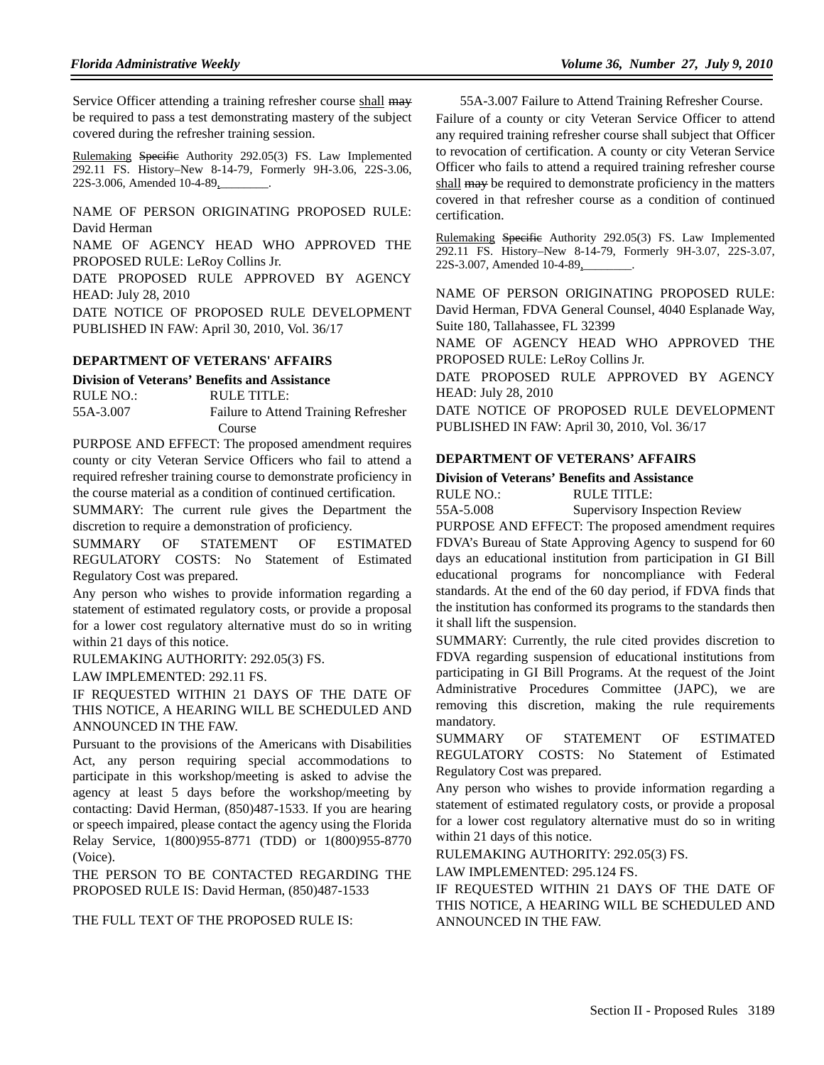Service Officer attending a training refresher course shall ~~may~~ be required to pass a test demonstrating mastery of the subject covered during the refresher training session.

Rulemaking ~~Specific~~ Authority 292.05(3) FS. Law Implemented 292.11 FS. History–New 8-14-79, Formerly 9H-3.06, 22S-3.06, 22S-3.006, Amended 10-4-89, ________.

NAME OF PERSON ORIGINATING PROPOSED RULE: David Herman

NAME OF AGENCY HEAD WHO APPROVED THE PROPOSED RULE: LeRoy Collins Jr.

DATE PROPOSED RULE APPROVED BY AGENCY HEAD: July 28, 2010

DATE NOTICE OF PROPOSED RULE DEVELOPMENT PUBLISHED IN FAW: April 30, 2010, Vol. 36/17

### DEPARTMENT OF VETERANS' AFFAIRS

**Division of Veterans' Benefits and Assistance**

| RULE NO.: | RULE TITLE: |
|---|---|
| 55A-3.007 | Failure to Attend Training Refresher Course |

PURPOSE AND EFFECT: The proposed amendment requires county or city Veteran Service Officers who fail to attend a required refresher training course to demonstrate proficiency in the course material as a condition of continued certification.

SUMMARY: The current rule gives the Department the discretion to require a demonstration of proficiency.

SUMMARY OF STATEMENT OF ESTIMATED REGULATORY COSTS: No Statement of Estimated Regulatory Cost was prepared.

Any person who wishes to provide information regarding a statement of estimated regulatory costs, or provide a proposal for a lower cost regulatory alternative must do so in writing within 21 days of this notice.

RULEMAKING AUTHORITY: 292.05(3) FS.

LAW IMPLEMENTED: 292.11 FS.

IF REQUESTED WITHIN 21 DAYS OF THE DATE OF THIS NOTICE, A HEARING WILL BE SCHEDULED AND ANNOUNCED IN THE FAW.

Pursuant to the provisions of the Americans with Disabilities Act, any person requiring special accommodations to participate in this workshop/meeting is asked to advise the agency at least 5 days before the workshop/meeting by contacting: David Herman, (850)487-1533. If you are hearing or speech impaired, please contact the agency using the Florida Relay Service, 1(800)955-8771 (TDD) or 1(800)955-8770 (Voice).

THE PERSON TO BE CONTACTED REGARDING THE PROPOSED RULE IS: David Herman, (850)487-1533

THE FULL TEXT OF THE PROPOSED RULE IS:

55A-3.007 Failure to Attend Training Refresher Course.

Failure of a county or city Veteran Service Officer to attend any required training refresher course shall subject that Officer to revocation of certification. A county or city Veteran Service Officer who fails to attend a required training refresher course shall ~~may~~ be required to demonstrate proficiency in the matters covered in that refresher course as a condition of continued certification.

Rulemaking ~~Specific~~ Authority 292.05(3) FS. Law Implemented 292.11 FS. History–New 8-14-79, Formerly 9H-3.07, 22S-3.07, 22S-3.007, Amended 10-4-89, ________.

NAME OF PERSON ORIGINATING PROPOSED RULE: David Herman, FDVA General Counsel, 4040 Esplanade Way, Suite 180, Tallahassee, FL 32399

NAME OF AGENCY HEAD WHO APPROVED THE PROPOSED RULE: LeRoy Collins Jr.

DATE PROPOSED RULE APPROVED BY AGENCY HEAD: July 28, 2010

DATE NOTICE OF PROPOSED RULE DEVELOPMENT PUBLISHED IN FAW: April 30, 2010, Vol. 36/17

### DEPARTMENT OF VETERANS' AFFAIRS

**Division of Veterans' Benefits and Assistance**

| RULE NO.: | RULE TITLE: |
|---|---|
| 55A-5.008 | Supervisory Inspection Review |

PURPOSE AND EFFECT: The proposed amendment requires FDVA's Bureau of State Approving Agency to suspend for 60 days an educational institution from participation in GI Bill educational programs for noncompliance with Federal standards. At the end of the 60 day period, if FDVA finds that the institution has conformed its programs to the standards then it shall lift the suspension.

SUMMARY: Currently, the rule cited provides discretion to FDVA regarding suspension of educational institutions from participating in GI Bill Programs. At the request of the Joint Administrative Procedures Committee (JAPC), we are removing this discretion, making the rule requirements mandatory.

SUMMARY OF STATEMENT OF ESTIMATED REGULATORY COSTS: No Statement of Estimated Regulatory Cost was prepared.

Any person who wishes to provide information regarding a statement of estimated regulatory costs, or provide a proposal for a lower cost regulatory alternative must do so in writing within 21 days of this notice.

RULEMAKING AUTHORITY: 292.05(3) FS.

LAW IMPLEMENTED: 295.124 FS.

IF REQUESTED WITHIN 21 DAYS OF THE DATE OF THIS NOTICE, A HEARING WILL BE SCHEDULED AND ANNOUNCED IN THE FAW.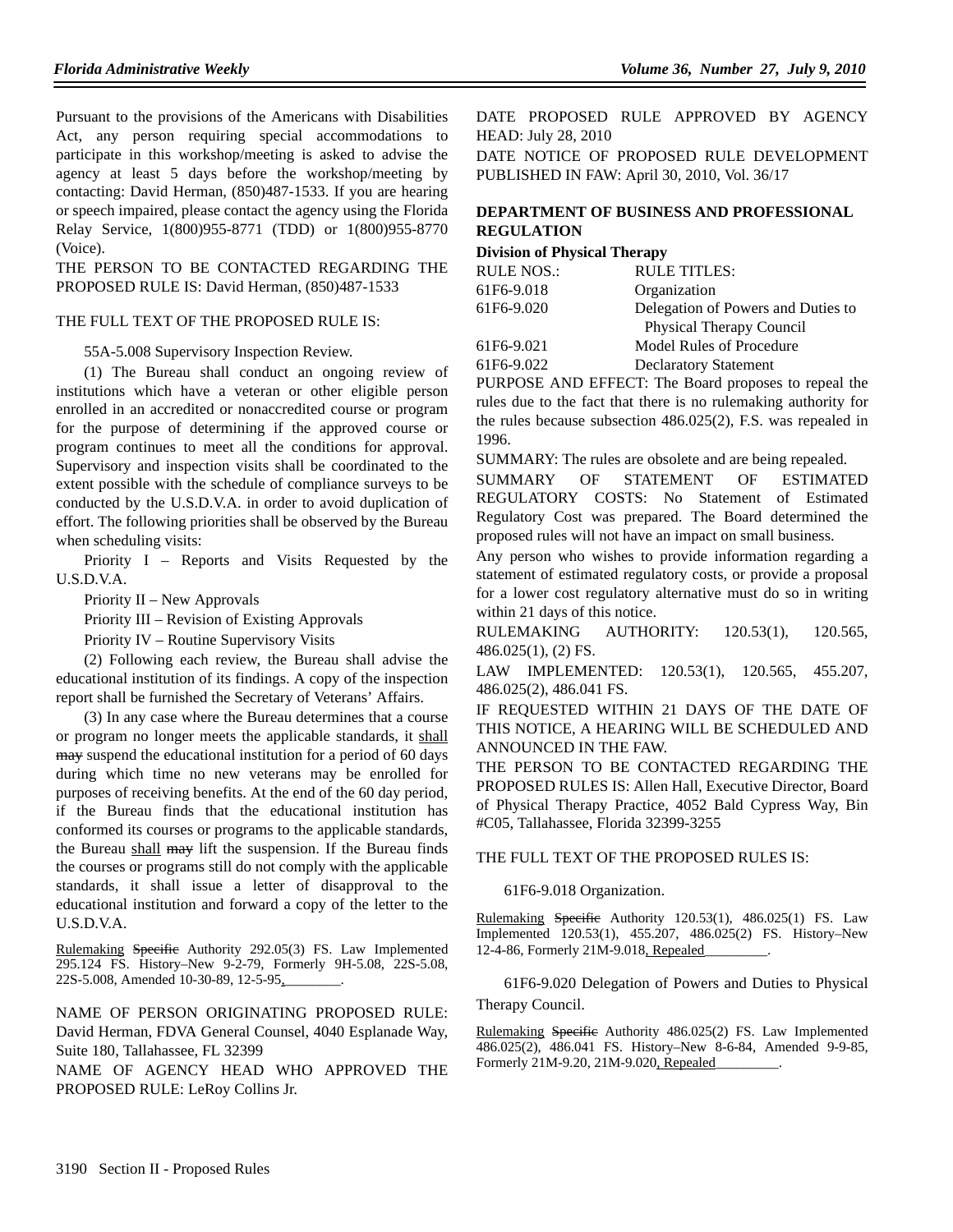Pursuant to the provisions of the Americans with Disabilities Act, any person requiring special accommodations to participate in this workshop/meeting is asked to advise the agency at least 5 days before the workshop/meeting by contacting: David Herman, (850)487-1533. If you are hearing or speech impaired, please contact the agency using the Florida Relay Service, 1(800)955-8771 (TDD) or 1(800)955-8770 (Voice).

THE PERSON TO BE CONTACTED REGARDING THE PROPOSED RULE IS: David Herman, (850)487-1533

THE FULL TEXT OF THE PROPOSED RULE IS:

55A-5.008 Supervisory Inspection Review.

(1) The Bureau shall conduct an ongoing review of institutions which have a veteran or other eligible person enrolled in an accredited or nonaccredited course or program for the purpose of determining if the approved course or program continues to meet all the conditions for approval. Supervisory and inspection visits shall be coordinated to the extent possible with the schedule of compliance surveys to be conducted by the U.S.D.V.A. in order to avoid duplication of effort. The following priorities shall be observed by the Bureau when scheduling visits:

Priority I – Reports and Visits Requested by the U.S.D.V.A.

Priority II – New Approvals

Priority III – Revision of Existing Approvals

Priority IV – Routine Supervisory Visits

(2) Following each review, the Bureau shall advise the educational institution of its findings. A copy of the inspection report shall be furnished the Secretary of Veterans' Affairs.

(3) In any case where the Bureau determines that a course or program no longer meets the applicable standards, it shall ~~may~~ suspend the educational institution for a period of 60 days during which time no new veterans may be enrolled for purposes of receiving benefits. At the end of the 60 day period, if the Bureau finds that the educational institution has conformed its courses or programs to the applicable standards, the Bureau shall ~~may~~ lift the suspension. If the Bureau finds the courses or programs still do not comply with the applicable standards, it shall issue a letter of disapproval to the educational institution and forward a copy of the letter to the U.S.D.V.A.

Rulemaking ~~Specific~~ Authority 292.05(3) FS. Law Implemented 295.124 FS. History–New 9-2-79, Formerly 9H-5.08, 22S-5.08, 22S-5.008, Amended 10-30-89, 12-5-95,________.

NAME OF PERSON ORIGINATING PROPOSED RULE: David Herman, FDVA General Counsel, 4040 Esplanade Way, Suite 180, Tallahassee, FL 32399

NAME OF AGENCY HEAD WHO APPROVED THE PROPOSED RULE: LeRoy Collins Jr.

DATE PROPOSED RULE APPROVED BY AGENCY HEAD: July 28, 2010

DATE NOTICE OF PROPOSED RULE DEVELOPMENT PUBLISHED IN FAW: April 30, 2010, Vol. 36/17

## DEPARTMENT OF BUSINESS AND PROFESSIONAL REGULATION

### Division of Physical Therapy

| RULE NOS.: | RULE TITLES: |
|---|---|
| 61F6-9.018 | Organization |
| 61F6-9.020 | Delegation of Powers and Duties to Physical Therapy Council |
| 61F6-9.021 | Model Rules of Procedure |
| 61F6-9.022 | Declaratory Statement |

PURPOSE AND EFFECT: The Board proposes to repeal the rules due to the fact that there is no rulemaking authority for the rules because subsection 486.025(2), F.S. was repealed in 1996.

SUMMARY: The rules are obsolete and are being repealed.

SUMMARY OF STATEMENT OF ESTIMATED REGULATORY COSTS: No Statement of Estimated Regulatory Cost was prepared. The Board determined the proposed rules will not have an impact on small business.

Any person who wishes to provide information regarding a statement of estimated regulatory costs, or provide a proposal for a lower cost regulatory alternative must do so in writing within 21 days of this notice.

RULEMAKING AUTHORITY: 120.53(1), 120.565, 486.025(1), (2) FS.

LAW IMPLEMENTED: 120.53(1), 120.565, 455.207, 486.025(2), 486.041 FS.

IF REQUESTED WITHIN 21 DAYS OF THE DATE OF THIS NOTICE, A HEARING WILL BE SCHEDULED AND ANNOUNCED IN THE FAW.

THE PERSON TO BE CONTACTED REGARDING THE PROPOSED RULES IS: Allen Hall, Executive Director, Board of Physical Therapy Practice, 4052 Bald Cypress Way, Bin #C05, Tallahassee, Florida 32399-3255

THE FULL TEXT OF THE PROPOSED RULES IS:

61F6-9.018 Organization.

Rulemaking ~~Specific~~ Authority 120.53(1), 486.025(1) FS. Law Implemented 120.53(1), 455.207, 486.025(2) FS. History–New 12-4-86, Formerly 21M-9.018, Repealed_________.

61F6-9.020 Delegation of Powers and Duties to Physical Therapy Council.

Rulemaking ~~Specific~~ Authority 486.025(2) FS. Law Implemented 486.025(2), 486.041 FS. History–New 8-6-84, Amended 9-9-85, Formerly 21M-9.20, 21M-9.020, Repealed_________.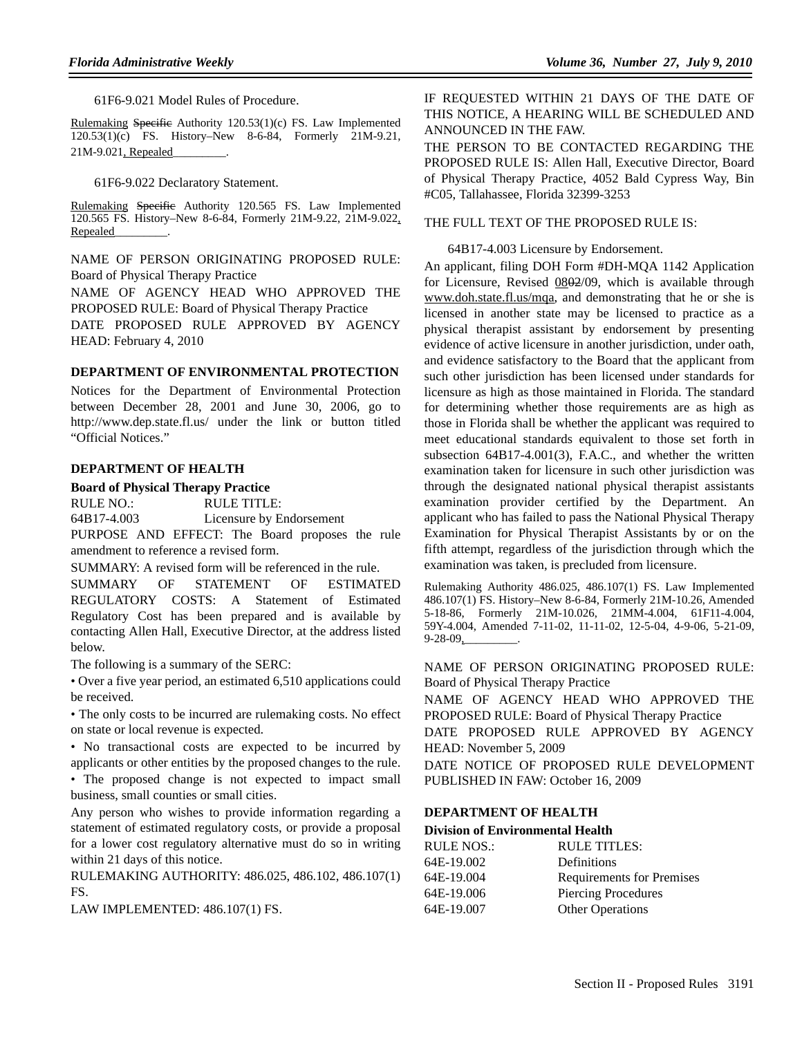61F6-9.021 Model Rules of Procedure.

Rulemaking ~~Specific~~ Authority 120.53(1)(c) FS. Law Implemented 120.53(1)(c) FS. History–New 8-6-84, Formerly 21M-9.21, 21M-9.021, Repealed_________.

61F6-9.022 Declaratory Statement.

Rulemaking ~~Specific~~ Authority 120.565 FS. Law Implemented 120.565 FS. History–New 8-6-84, Formerly 21M-9.22, 21M-9.022, Repealed_________.

NAME OF PERSON ORIGINATING PROPOSED RULE: Board of Physical Therapy Practice

NAME OF AGENCY HEAD WHO APPROVED THE PROPOSED RULE: Board of Physical Therapy Practice

DATE PROPOSED RULE APPROVED BY AGENCY HEAD: February 4, 2010

## DEPARTMENT OF ENVIRONMENTAL PROTECTION

Notices for the Department of Environmental Protection between December 28, 2001 and June 30, 2006, go to http://www.dep.state.fl.us/ under the link or button titled "Official Notices."

## DEPARTMENT OF HEALTH

### Board of Physical Therapy Practice

| RULE NO.: | RULE TITLE: |
|---|---|
| 64B17-4.003 | Licensure by Endorsement |

PURPOSE AND EFFECT: The Board proposes the rule amendment to reference a revised form.

SUMMARY: A revised form will be referenced in the rule.

SUMMARY OF STATEMENT OF ESTIMATED REGULATORY COSTS: A Statement of Estimated Regulatory Cost has been prepared and is available by contacting Allen Hall, Executive Director, at the address listed below.

The following is a summary of the SERC:

- Over a five year period, an estimated 6,510 applications could be received.
- The only costs to be incurred are rulemaking costs. No effect on state or local revenue is expected.
- No transactional costs are expected to be incurred by applicants or other entities by the proposed changes to the rule.
- The proposed change is not expected to impact small business, small counties or small cities.

Any person who wishes to provide information regarding a statement of estimated regulatory costs, or provide a proposal for a lower cost regulatory alternative must do so in writing within 21 days of this notice.

RULEMAKING AUTHORITY: 486.025, 486.102, 486.107(1) FS.

LAW IMPLEMENTED: 486.107(1) FS.

IF REQUESTED WITHIN 21 DAYS OF THE DATE OF THIS NOTICE, A HEARING WILL BE SCHEDULED AND ANNOUNCED IN THE FAW.

THE PERSON TO BE CONTACTED REGARDING THE PROPOSED RULE IS: Allen Hall, Executive Director, Board of Physical Therapy Practice, 4052 Bald Cypress Way, Bin #C05, Tallahassee, Florida 32399-3253

THE FULL TEXT OF THE PROPOSED RULE IS:

64B17-4.003 Licensure by Endorsement.

An applicant, filing DOH Form #DH-MQA 1142 Application for Licensure, Revised 08~~02~~/09, which is available through www.doh.state.fl.us/mqa, and demonstrating that he or she is licensed in another state may be licensed to practice as a physical therapist assistant by endorsement by presenting evidence of active licensure in another jurisdiction, under oath, and evidence satisfactory to the Board that the applicant from such other jurisdiction has been licensed under standards for licensure as high as those maintained in Florida. The standard for determining whether those requirements are as high as those in Florida shall be whether the applicant was required to meet educational standards equivalent to those set forth in subsection 64B17-4.001(3), F.A.C., and whether the written examination taken for licensure in such other jurisdiction was through the designated national physical therapist assistants examination provider certified by the Department. An applicant who has failed to pass the National Physical Therapy Examination for Physical Therapist Assistants by or on the fifth attempt, regardless of the jurisdiction through which the examination was taken, is precluded from licensure.

Rulemaking Authority 486.025, 486.107(1) FS. Law Implemented 486.107(1) FS. History–New 8-6-84, Formerly 21M-10.26, Amended 5-18-86, Formerly 21M-10.026, 21MM-4.004, 61F11-4.004, 59Y-4.004, Amended 7-11-02, 11-11-02, 12-5-04, 4-9-06, 5-21-09, 9-28-09,_________.

NAME OF PERSON ORIGINATING PROPOSED RULE: Board of Physical Therapy Practice

NAME OF AGENCY HEAD WHO APPROVED THE PROPOSED RULE: Board of Physical Therapy Practice

DATE PROPOSED RULE APPROVED BY AGENCY HEAD: November 5, 2009

DATE NOTICE OF PROPOSED RULE DEVELOPMENT PUBLISHED IN FAW: October 16, 2009

## DEPARTMENT OF HEALTH

### Division of Environmental Health

| RULE NOS.: | RULE TITLES: |
|---|---|
| 64E-19.002 | Definitions |
| 64E-19.004 | Requirements for Premises |
| 64E-19.006 | Piercing Procedures |
| 64E-19.007 | Other Operations |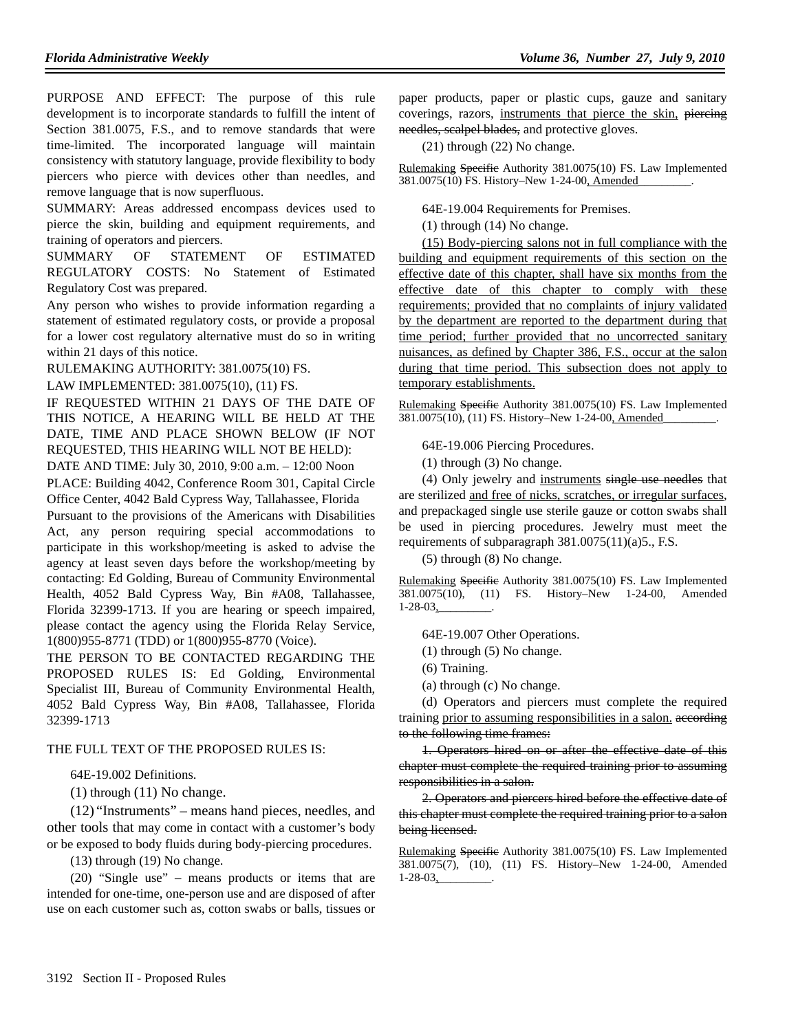PURPOSE AND EFFECT: The purpose of this rule development is to incorporate standards to fulfill the intent of Section 381.0075, F.S., and to remove standards that were time-limited. The incorporated language will maintain consistency with statutory language, provide flexibility to body piercers who pierce with devices other than needles, and remove language that is now superfluous.

SUMMARY: Areas addressed encompass devices used to pierce the skin, building and equipment requirements, and training of operators and piercers.

SUMMARY OF STATEMENT OF ESTIMATED REGULATORY COSTS: No Statement of Estimated Regulatory Cost was prepared.

Any person who wishes to provide information regarding a statement of estimated regulatory costs, or provide a proposal for a lower cost regulatory alternative must do so in writing within 21 days of this notice.

RULEMAKING AUTHORITY: 381.0075(10) FS.

LAW IMPLEMENTED: 381.0075(10), (11) FS.

IF REQUESTED WITHIN 21 DAYS OF THE DATE OF THIS NOTICE, A HEARING WILL BE HELD AT THE DATE, TIME AND PLACE SHOWN BELOW (IF NOT REQUESTED, THIS HEARING WILL NOT BE HELD):

DATE AND TIME: July 30, 2010, 9:00 a.m. – 12:00 Noon

PLACE: Building 4042, Conference Room 301, Capital Circle Office Center, 4042 Bald Cypress Way, Tallahassee, Florida

Pursuant to the provisions of the Americans with Disabilities Act, any person requiring special accommodations to participate in this workshop/meeting is asked to advise the agency at least seven days before the workshop/meeting by contacting: Ed Golding, Bureau of Community Environmental Health, 4052 Bald Cypress Way, Bin #A08, Tallahassee, Florida 32399-1713. If you are hearing or speech impaired, please contact the agency using the Florida Relay Service, 1(800)955-8771 (TDD) or 1(800)955-8770 (Voice).

THE PERSON TO BE CONTACTED REGARDING THE PROPOSED RULES IS: Ed Golding, Environmental Specialist III, Bureau of Community Environmental Health, 4052 Bald Cypress Way, Bin #A08, Tallahassee, Florida 32399-1713

THE FULL TEXT OF THE PROPOSED RULES IS:

64E-19.002 Definitions.

(1) through (11) No change.

(12) "Instruments" – means hand pieces, needles, and other tools that may come in contact with a customer's body or be exposed to body fluids during body-piercing procedures.

(13) through (19) No change.

(20) "Single use" – means products or items that are intended for one-time, one-person use and are disposed of after use on each customer such as, cotton swabs or balls, tissues or paper products, paper or plastic cups, gauze and sanitary coverings, razors, <u>instruments that pierce the skin,</u> ~~piercing needles, scalpel blades,~~ and protective gloves.

(21) through (22) No change.

<u>Rulemaking</u> ~~Specific~~ Authority 381.0075(10) FS. Law Implemented 381.0075(10) FS. History–New 1-24-00<u>, Amended_________</u>.

64E-19.004 Requirements for Premises.

(1) through (14) No change.

<u>(15) Body-piercing salons not in full compliance with the building and equipment requirements of this section on the effective date of this chapter, shall have six months from the effective date of this chapter to comply with these requirements; provided that no complaints of injury validated by the department are reported to the department during that time period; further provided that no uncorrected sanitary nuisances, as defined by Chapter 386, F.S., occur at the salon during that time period. This subsection does not apply to temporary establishments.</u>

<u>Rulemaking</u> ~~Specific~~ Authority 381.0075(10) FS. Law Implemented 381.0075(10), (11) FS. History–New 1-24-00<u>, Amended_________</u>.

64E-19.006 Piercing Procedures.

(1) through (3) No change.

(4) Only jewelry and <u>instruments</u> ~~single use needles~~ that are sterilized <u>and free of nicks, scratches, or irregular surfaces</u>, and prepackaged single use sterile gauze or cotton swabs shall be used in piercing procedures. Jewelry must meet the requirements of subparagraph 381.0075(11)(a)5., F.S.

(5) through (8) No change.

<u>Rulemaking</u> ~~Specific~~ Authority 381.0075(10) FS. Law Implemented 381.0075(10), (11) FS. History–New 1-24-00, Amended 1-28-03<u>,_________</u>.

64E-19.007 Other Operations.

(1) through (5) No change.

(6) Training.

(a) through (c) No change.

(d) Operators and piercers must complete the required training <u>prior to assuming responsibilities in a salon.</u> ~~according to the following time frames:~~

~~1. Operators hired on or after the effective date of this chapter must complete the required training prior to assuming responsibilities in a salon.~~

~~2. Operators and piercers hired before the effective date of this chapter must complete the required training prior to a salon being licensed.~~

<u>Rulemaking</u> ~~Specific~~ Authority 381.0075(10) FS. Law Implemented 381.0075(7), (10), (11) FS. History–New 1-24-00, Amended 1-28-03<u>,_________</u>.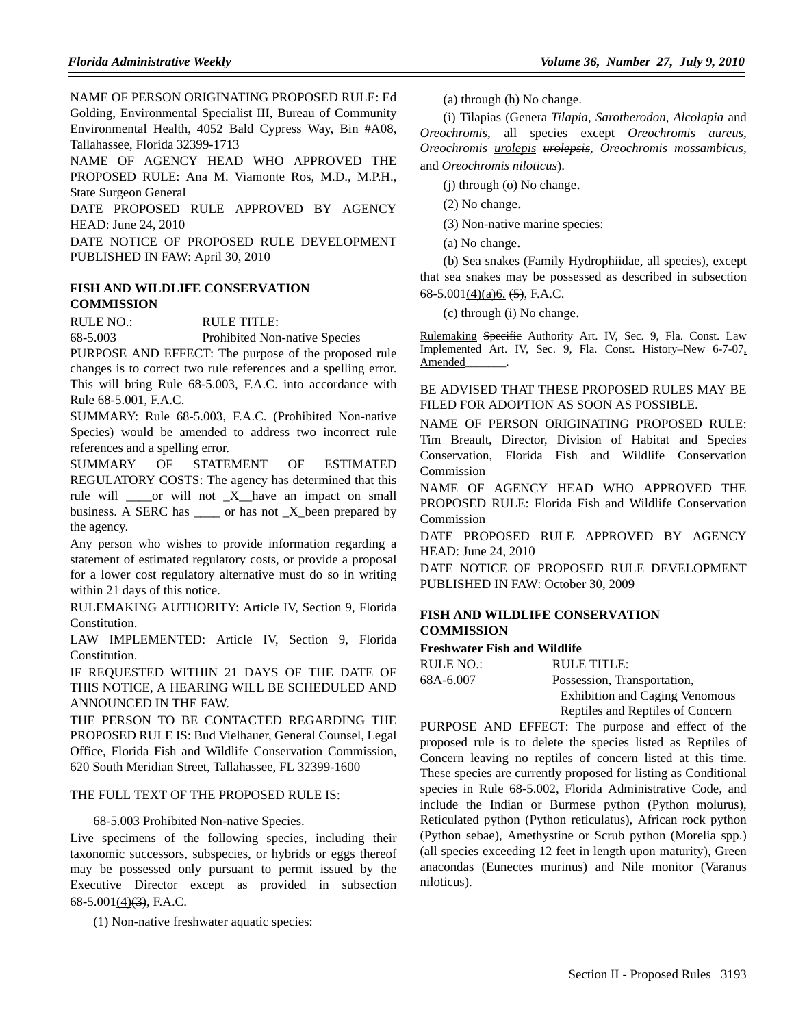NAME OF PERSON ORIGINATING PROPOSED RULE: Ed Golding, Environmental Specialist III, Bureau of Community Environmental Health, 4052 Bald Cypress Way, Bin #A08, Tallahassee, Florida 32399-1713

NAME OF AGENCY HEAD WHO APPROVED THE PROPOSED RULE: Ana M. Viamonte Ros, M.D., M.P.H., State Surgeon General

DATE PROPOSED RULE APPROVED BY AGENCY HEAD: June 24, 2010

DATE NOTICE OF PROPOSED RULE DEVELOPMENT PUBLISHED IN FAW: April 30, 2010

### FISH AND WILDLIFE CONSERVATION COMMISSION

| RULE NO.: | RULE TITLE: |
|---|---|
| 68-5.003 | Prohibited Non-native Species |

PURPOSE AND EFFECT: The purpose of the proposed rule changes is to correct two rule references and a spelling error. This will bring Rule 68-5.003, F.A.C. into accordance with Rule 68-5.001, F.A.C.

SUMMARY: Rule 68-5.003, F.A.C. (Prohibited Non-native Species) would be amended to address two incorrect rule references and a spelling error.

SUMMARY OF STATEMENT OF ESTIMATED REGULATORY COSTS: The agency has determined that this rule will ____or will not _X__have an impact on small business. A SERC has ____ or has not _X_been prepared by the agency.

Any person who wishes to provide information regarding a statement of estimated regulatory costs, or provide a proposal for a lower cost regulatory alternative must do so in writing within 21 days of this notice.

RULEMAKING AUTHORITY: Article IV, Section 9, Florida Constitution.

LAW IMPLEMENTED: Article IV, Section 9, Florida Constitution.

IF REQUESTED WITHIN 21 DAYS OF THE DATE OF THIS NOTICE, A HEARING WILL BE SCHEDULED AND ANNOUNCED IN THE FAW.

THE PERSON TO BE CONTACTED REGARDING THE PROPOSED RULE IS: Bud Vielhauer, General Counsel, Legal Office, Florida Fish and Wildlife Conservation Commission, 620 South Meridian Street, Tallahassee, FL 32399-1600

THE FULL TEXT OF THE PROPOSED RULE IS:

68-5.003 Prohibited Non-native Species.

Live specimens of the following species, including their taxonomic successors, subspecies, or hybrids or eggs thereof may be possessed only pursuant to permit issued by the Executive Director except as provided in subsection 68-5.001<u>(4)</u>~~(3)~~, F.A.C.

(1) Non-native freshwater aquatic species:

(a) through (h) No change.

(i) Tilapias (Genera *Tilapia*, *Sarotherodon*, *Alcolapia* and *Oreochromis*, all species except *Oreochromis aureus*, *Oreochromis* <u>*urolepis*</u> ~~*urolepsis*~~, *Oreochromis mossambicus*, and *Oreochromis niloticus*).

(j) through (o) No change.

(2) No change.

(3) Non-native marine species:

(a) No change.

(b) Sea snakes (Family Hydrophiidae, all species), except that sea snakes may be possessed as described in subsection 68-5.001<u>(4)(a)6.</u> ~~(5)~~, F.A.C.

(c) through (i) No change.

<u>Rulemaking</u> ~~Specific~~ Authority Art. IV, Sec. 9, Fla. Const. Law Implemented Art. IV, Sec. 9, Fla. Const. History–New 6-7-07<u>, Amended_______</u>.

BE ADVISED THAT THESE PROPOSED RULES MAY BE FILED FOR ADOPTION AS SOON AS POSSIBLE.

NAME OF PERSON ORIGINATING PROPOSED RULE: Tim Breault, Director, Division of Habitat and Species Conservation, Florida Fish and Wildlife Conservation Commission

NAME OF AGENCY HEAD WHO APPROVED THE PROPOSED RULE: Florida Fish and Wildlife Conservation Commission

DATE PROPOSED RULE APPROVED BY AGENCY HEAD: June 24, 2010

DATE NOTICE OF PROPOSED RULE DEVELOPMENT PUBLISHED IN FAW: October 30, 2009

### FISH AND WILDLIFE CONSERVATION COMMISSION

**Freshwater Fish and Wildlife**

| RULE NO.: | RULE TITLE: |
|---|---|
| 68A-6.007 | Possession, Transportation, Exhibition and Caging Venomous Reptiles and Reptiles of Concern |

PURPOSE AND EFFECT: The purpose and effect of the proposed rule is to delete the species listed as Reptiles of Concern leaving no reptiles of concern listed at this time. These species are currently proposed for listing as Conditional species in Rule 68-5.002, Florida Administrative Code, and include the Indian or Burmese python (Python molurus), Reticulated python (Python reticulatus), African rock python (Python sebae), Amethystine or Scrub python (Morelia spp.) (all species exceeding 12 feet in length upon maturity), Green anacondas (Eunectes murinus) and Nile monitor (Varanus niloticus).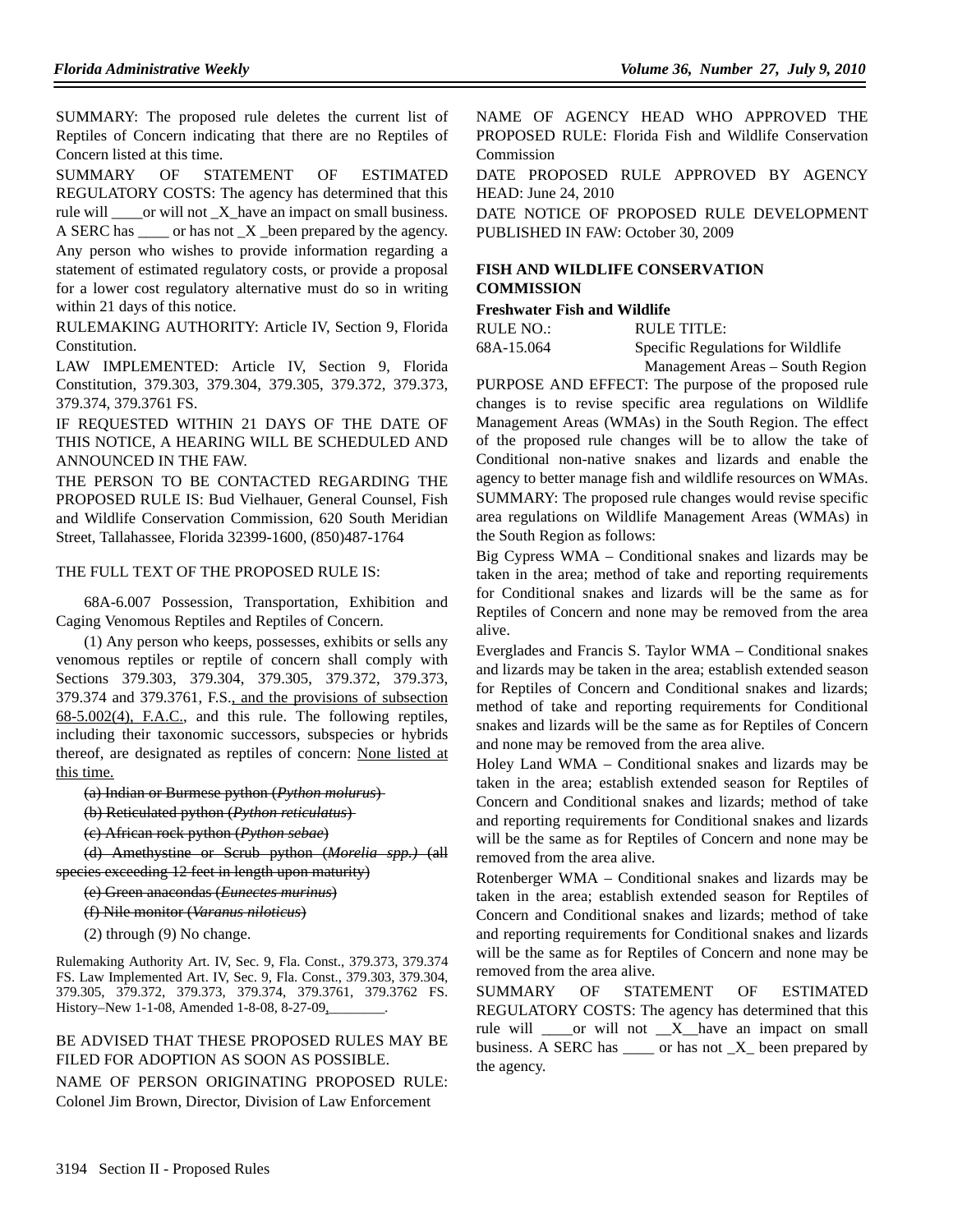SUMMARY: The proposed rule deletes the current list of Reptiles of Concern indicating that there are no Reptiles of Concern listed at this time.

SUMMARY OF STATEMENT OF ESTIMATED REGULATORY COSTS: The agency has determined that this rule will ____or will not _X_have an impact on small business. A SERC has ____ or has not _X _been prepared by the agency.

Any person who wishes to provide information regarding a statement of estimated regulatory costs, or provide a proposal for a lower cost regulatory alternative must do so in writing within 21 days of this notice.

RULEMAKING AUTHORITY: Article IV, Section 9, Florida Constitution.

LAW IMPLEMENTED: Article IV, Section 9, Florida Constitution, 379.303, 379.304, 379.305, 379.372, 379.373, 379.374, 379.3761 FS.

IF REQUESTED WITHIN 21 DAYS OF THE DATE OF THIS NOTICE, A HEARING WILL BE SCHEDULED AND ANNOUNCED IN THE FAW.

THE PERSON TO BE CONTACTED REGARDING THE PROPOSED RULE IS: Bud Vielhauer, General Counsel, Fish and Wildlife Conservation Commission, 620 South Meridian Street, Tallahassee, Florida 32399-1600, (850)487-1764

THE FULL TEXT OF THE PROPOSED RULE IS:

68A-6.007 Possession, Transportation, Exhibition and Caging Venomous Reptiles and Reptiles of Concern.

(1) Any person who keeps, possesses, exhibits or sells any venomous reptiles or reptile of concern shall comply with Sections 379.303, 379.304, 379.305, 379.372, 379.373, 379.374 and 379.3761, F.S., and the provisions of subsection 68-5.002(4), F.A.C., and this rule. The following reptiles, including their taxonomic successors, subspecies or hybrids thereof, are designated as reptiles of concern: None listed at this time.

~~(a) Indian or Burmese python (*Python molurus*)~~

~~(b) Reticulated python (*Python reticulatus*)~~

~~(c) African rock python (*Python sebae*)~~

~~(d) Amethystine or Scrub python (*Morelia spp.)* (all species exceeding 12 feet in length upon maturity)~~

~~(e) Green anacondas (*Eunectes murinus*)~~

~~(f) Nile monitor (*Varanus niloticus*)~~

(2) through (9) No change.

Rulemaking Authority Art. IV, Sec. 9, Fla. Const., 379.373, 379.374 FS. Law Implemented Art. IV, Sec. 9, Fla. Const., 379.303, 379.304, 379.305, 379.372, 379.373, 379.374, 379.3761, 379.3762 FS. History–New 1-1-08, Amended 1-8-08, 8-27-09,________.

BE ADVISED THAT THESE PROPOSED RULES MAY BE FILED FOR ADOPTION AS SOON AS POSSIBLE.

NAME OF PERSON ORIGINATING PROPOSED RULE: Colonel Jim Brown, Director, Division of Law Enforcement

NAME OF AGENCY HEAD WHO APPROVED THE PROPOSED RULE: Florida Fish and Wildlife Conservation Commission

DATE PROPOSED RULE APPROVED BY AGENCY HEAD: June 24, 2010

DATE NOTICE OF PROPOSED RULE DEVELOPMENT PUBLISHED IN FAW: October 30, 2009

## FISH AND WILDLIFE CONSERVATION COMMISSION

### Freshwater Fish and Wildlife

| RULE NO.: | RULE TITLE: |
|---|---|
| 68A-15.064 | Specific Regulations for Wildlife Management Areas – South Region |

PURPOSE AND EFFECT: The purpose of the proposed rule changes is to revise specific area regulations on Wildlife Management Areas (WMAs) in the South Region. The effect of the proposed rule changes will be to allow the take of Conditional non-native snakes and lizards and enable the agency to better manage fish and wildlife resources on WMAs.

SUMMARY: The proposed rule changes would revise specific area regulations on Wildlife Management Areas (WMAs) in the South Region as follows:

Big Cypress WMA – Conditional snakes and lizards may be taken in the area; method of take and reporting requirements for Conditional snakes and lizards will be the same as for Reptiles of Concern and none may be removed from the area alive.

Everglades and Francis S. Taylor WMA – Conditional snakes and lizards may be taken in the area; establish extended season for Reptiles of Concern and Conditional snakes and lizards; method of take and reporting requirements for Conditional snakes and lizards will be the same as for Reptiles of Concern and none may be removed from the area alive.

Holey Land WMA – Conditional snakes and lizards may be taken in the area; establish extended season for Reptiles of Concern and Conditional snakes and lizards; method of take and reporting requirements for Conditional snakes and lizards will be the same as for Reptiles of Concern and none may be removed from the area alive.

Rotenberger WMA – Conditional snakes and lizards may be taken in the area; establish extended season for Reptiles of Concern and Conditional snakes and lizards; method of take and reporting requirements for Conditional snakes and lizards will be the same as for Reptiles of Concern and none may be removed from the area alive.

SUMMARY OF STATEMENT OF ESTIMATED REGULATORY COSTS: The agency has determined that this rule will ____or will not __X__have an impact on small business. A SERC has ____ or has not _X_ been prepared by the agency.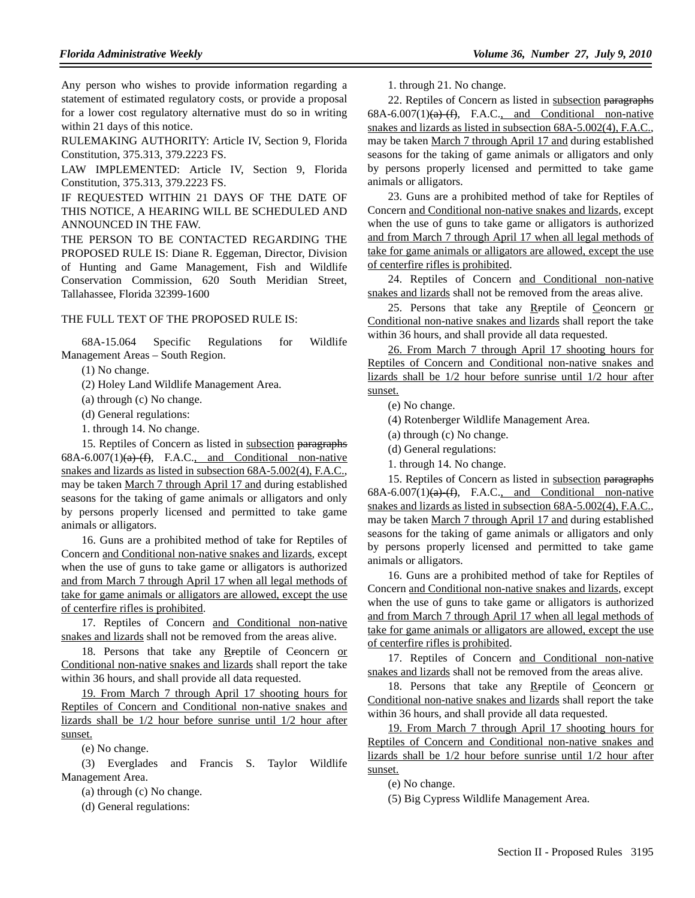Any person who wishes to provide information regarding a statement of estimated regulatory costs, or provide a proposal for a lower cost regulatory alternative must do so in writing within 21 days of this notice.

RULEMAKING AUTHORITY: Article IV, Section 9, Florida Constitution, 375.313, 379.2223 FS.

LAW IMPLEMENTED: Article IV, Section 9, Florida Constitution, 375.313, 379.2223 FS.

IF REQUESTED WITHIN 21 DAYS OF THE DATE OF THIS NOTICE, A HEARING WILL BE SCHEDULED AND ANNOUNCED IN THE FAW.

THE PERSON TO BE CONTACTED REGARDING THE PROPOSED RULE IS: Diane R. Eggeman, Director, Division of Hunting and Game Management, Fish and Wildlife Conservation Commission, 620 South Meridian Street, Tallahassee, Florida 32399-1600

THE FULL TEXT OF THE PROPOSED RULE IS:

68A-15.064 Specific Regulations for Wildlife Management Areas – South Region.

(1) No change.

(2) Holey Land Wildlife Management Area.

(a) through (c) No change.

(d) General regulations:

1. through 14. No change.

15. Reptiles of Concern as listed in <u>subsection</u> ~~paragraphs~~ 68A-6.007(1)~~(a)-(f)~~, F.A.C.<u>, and Conditional non-native snakes and lizards as listed in subsection 68A-5.002(4), F.A.C.</u>, may be taken <u>March 7 through April 17 and</u> during established seasons for the taking of game animals or alligators and only by persons properly licensed and permitted to take game animals or alligators.

16. Guns are a prohibited method of take for Reptiles of Concern <u>and Conditional non-native snakes and lizards</u>, except when the use of guns to take game or alligators is authorized <u>and from March 7 through April 17 when all legal methods of take for game animals or alligators are allowed, except the use of centerfire rifles is prohibited</u>.

17. Reptiles of Concern <u>and Conditional non-native snakes and lizards</u> shall not be removed from the areas alive.

18. Persons that take any <u>R</u>~~r~~eptile of <u>C</u>~~c~~oncern <u>or Conditional non-native snakes and lizards</u> shall report the take within 36 hours, and shall provide all data requested.

<u>19. From March 7 through April 17 shooting hours for Reptiles of Concern and Conditional non-native snakes and lizards shall be 1/2 hour before sunrise until 1/2 hour after sunset.</u>

(e) No change.

(3) Everglades and Francis S. Taylor Wildlife Management Area.

(a) through (c) No change.

(d) General regulations:

1. through 21. No change.

22. Reptiles of Concern as listed in <u>subsection</u> ~~paragraphs~~ 68A-6.007(1)~~(a)-(f)~~, F.A.C.<u>, and Conditional non-native snakes and lizards as listed in subsection 68A-5.002(4), F.A.C.</u>, may be taken <u>March 7 through April 17 and</u> during established seasons for the taking of game animals or alligators and only by persons properly licensed and permitted to take game animals or alligators.

23. Guns are a prohibited method of take for Reptiles of Concern <u>and Conditional non-native snakes and lizards</u>, except when the use of guns to take game or alligators is authorized <u>and from March 7 through April 17 when all legal methods of take for game animals or alligators are allowed, except the use of centerfire rifles is prohibited</u>.

24. Reptiles of Concern <u>and Conditional non-native snakes and lizards</u> shall not be removed from the areas alive.

25. Persons that take any <u>R</u>~~r~~eptile of <u>C</u>~~c~~oncern <u>or Conditional non-native snakes and lizards</u> shall report the take within 36 hours, and shall provide all data requested.

<u>26. From March 7 through April 17 shooting hours for Reptiles of Concern and Conditional non-native snakes and lizards shall be 1/2 hour before sunrise until 1/2 hour after sunset.</u>

(e) No change.

(4) Rotenberger Wildlife Management Area.

(a) through (c) No change.

(d) General regulations:

1. through 14. No change.

15. Reptiles of Concern as listed in <u>subsection</u> ~~paragraphs~~ 68A-6.007(1)~~(a)-(f)~~, F.A.C.<u>, and Conditional non-native snakes and lizards as listed in subsection 68A-5.002(4), F.A.C.</u>, may be taken <u>March 7 through April 17 and</u> during established seasons for the taking of game animals or alligators and only by persons properly licensed and permitted to take game animals or alligators.

16. Guns are a prohibited method of take for Reptiles of Concern <u>and Conditional non-native snakes and lizards</u>, except when the use of guns to take game or alligators is authorized <u>and from March 7 through April 17 when all legal methods of take for game animals or alligators are allowed, except the use of centerfire rifles is prohibited</u>.

17. Reptiles of Concern <u>and Conditional non-native snakes and lizards</u> shall not be removed from the areas alive.

18. Persons that take any <u>R</u>~~r~~eptile of <u>C</u>~~c~~oncern <u>or Conditional non-native snakes and lizards</u> shall report the take within 36 hours, and shall provide all data requested.

<u>19. From March 7 through April 17 shooting hours for Reptiles of Concern and Conditional non-native snakes and lizards shall be 1/2 hour before sunrise until 1/2 hour after sunset.</u>

(e) No change.

(5) Big Cypress Wildlife Management Area.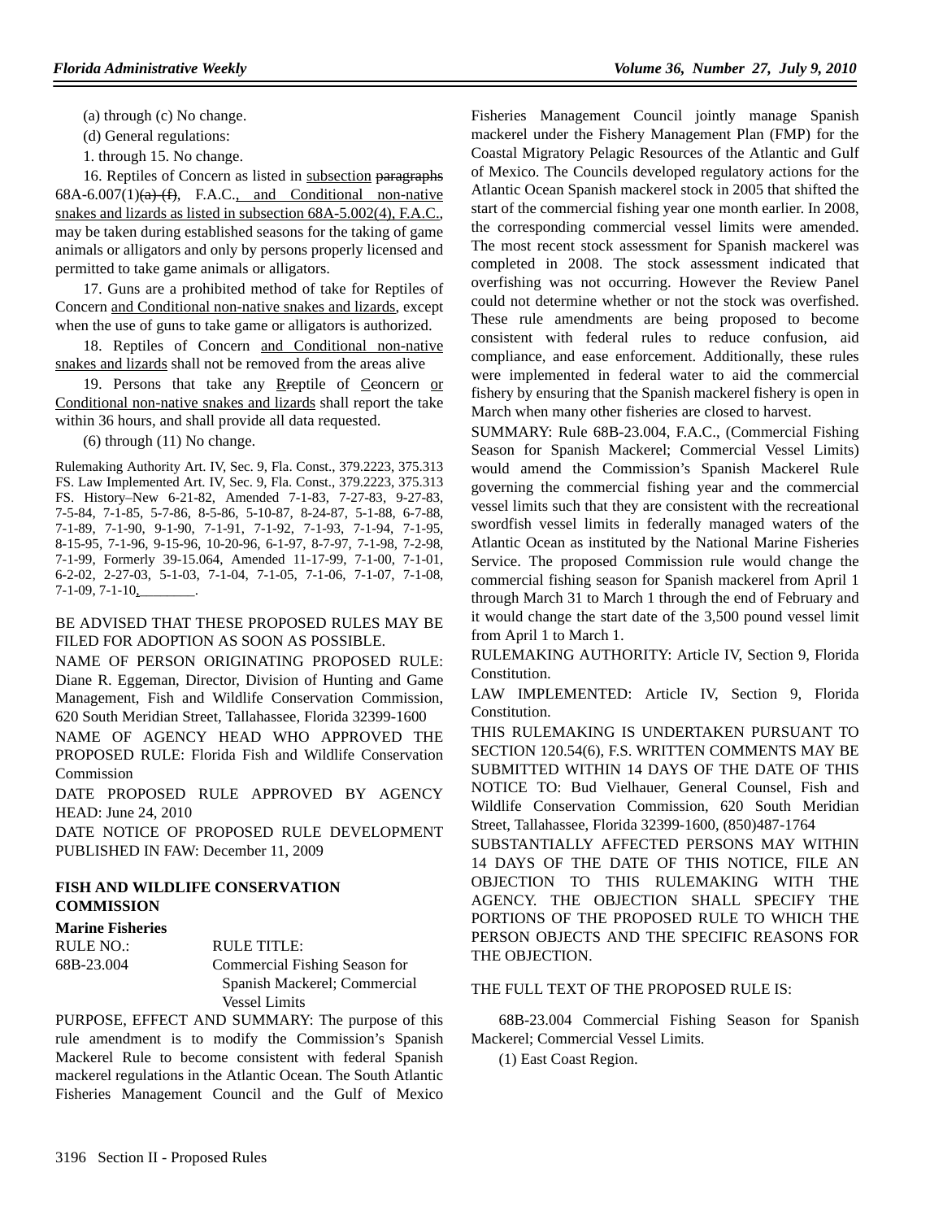(a) through (c) No change.

(d) General regulations:

1. through 15. No change.

16. Reptiles of Concern as listed in subsection ~~paragraphs~~ 68A-6.007(1)~~(a)-(f)~~, F.A.C., and Conditional non-native snakes and lizards as listed in subsection 68A-5.002(4), F.A.C., may be taken during established seasons for the taking of game animals or alligators and only by persons properly licensed and permitted to take game animals or alligators.

17. Guns are a prohibited method of take for Reptiles of Concern and Conditional non-native snakes and lizards, except when the use of guns to take game or alligators is authorized.

18. Reptiles of Concern and Conditional non-native snakes and lizards shall not be removed from the areas alive

19. Persons that take any R~~r~~eptile of C~~c~~oncern or Conditional non-native snakes and lizards shall report the take within 36 hours, and shall provide all data requested.

(6) through (11) No change.

Rulemaking Authority Art. IV, Sec. 9, Fla. Const., 379.2223, 375.313 FS. Law Implemented Art. IV, Sec. 9, Fla. Const., 379.2223, 375.313 FS. History–New 6-21-82, Amended 7-1-83, 7-27-83, 9-27-83, 7-5-84, 7-1-85, 5-7-86, 8-5-86, 5-10-87, 8-24-87, 5-1-88, 6-7-88, 7-1-89, 7-1-90, 9-1-90, 7-1-91, 7-1-92, 7-1-93, 7-1-94, 7-1-95, 8-15-95, 7-1-96, 9-15-96, 10-20-96, 6-1-97, 8-7-97, 7-1-98, 7-2-98, 7-1-99, Formerly 39-15.064, Amended 11-17-99, 7-1-00, 7-1-01, 6-2-02, 2-27-03, 5-1-03, 7-1-04, 7-1-05, 7-1-06, 7-1-07, 7-1-08, 7-1-09, 7-1-10, ________.

BE ADVISED THAT THESE PROPOSED RULES MAY BE FILED FOR ADOPTION AS SOON AS POSSIBLE.

NAME OF PERSON ORIGINATING PROPOSED RULE: Diane R. Eggeman, Director, Division of Hunting and Game Management, Fish and Wildlife Conservation Commission, 620 South Meridian Street, Tallahassee, Florida 32399-1600

NAME OF AGENCY HEAD WHO APPROVED THE PROPOSED RULE: Florida Fish and Wildlife Conservation Commission

DATE PROPOSED RULE APPROVED BY AGENCY HEAD: June 24, 2010

DATE NOTICE OF PROPOSED RULE DEVELOPMENT PUBLISHED IN FAW: December 11, 2009

## FISH AND WILDLIFE CONSERVATION COMMISSION

### Marine Fisheries

| RULE NO.: | RULE TITLE: |
|---|---|
| 68B-23.004 | Commercial Fishing Season for Spanish Mackerel; Commercial Vessel Limits |

PURPOSE, EFFECT AND SUMMARY: The purpose of this rule amendment is to modify the Commission's Spanish Mackerel Rule to become consistent with federal Spanish mackerel regulations in the Atlantic Ocean. The South Atlantic Fisheries Management Council and the Gulf of Mexico Fisheries Management Council jointly manage Spanish mackerel under the Fishery Management Plan (FMP) for the Coastal Migratory Pelagic Resources of the Atlantic and Gulf of Mexico. The Councils developed regulatory actions for the Atlantic Ocean Spanish mackerel stock in 2005 that shifted the start of the commercial fishing year one month earlier. In 2008, the corresponding commercial vessel limits were amended. The most recent stock assessment for Spanish mackerel was completed in 2008. The stock assessment indicated that overfishing was not occurring. However the Review Panel could not determine whether or not the stock was overfished. These rule amendments are being proposed to become consistent with federal rules to reduce confusion, aid compliance, and ease enforcement. Additionally, these rules were implemented in federal water to aid the commercial fishery by ensuring that the Spanish mackerel fishery is open in March when many other fisheries are closed to harvest.

SUMMARY: Rule 68B-23.004, F.A.C., (Commercial Fishing Season for Spanish Mackerel; Commercial Vessel Limits) would amend the Commission's Spanish Mackerel Rule governing the commercial fishing year and the commercial vessel limits such that they are consistent with the recreational swordfish vessel limits in federally managed waters of the Atlantic Ocean as instituted by the National Marine Fisheries Service. The proposed Commission rule would change the commercial fishing season for Spanish mackerel from April 1 through March 31 to March 1 through the end of February and it would change the start date of the 3,500 pound vessel limit from April 1 to March 1.

RULEMAKING AUTHORITY: Article IV, Section 9, Florida Constitution.

LAW IMPLEMENTED: Article IV, Section 9, Florida Constitution.

THIS RULEMAKING IS UNDERTAKEN PURSUANT TO SECTION 120.54(6), F.S. WRITTEN COMMENTS MAY BE SUBMITTED WITHIN 14 DAYS OF THE DATE OF THIS NOTICE TO: Bud Vielhauer, General Counsel, Fish and Wildlife Conservation Commission, 620 South Meridian Street, Tallahassee, Florida 32399-1600, (850)487-1764

SUBSTANTIALLY AFFECTED PERSONS MAY WITHIN 14 DAYS OF THE DATE OF THIS NOTICE, FILE AN OBJECTION TO THIS RULEMAKING WITH THE AGENCY. THE OBJECTION SHALL SPECIFY THE PORTIONS OF THE PROPOSED RULE TO WHICH THE PERSON OBJECTS AND THE SPECIFIC REASONS FOR THE OBJECTION.

THE FULL TEXT OF THE PROPOSED RULE IS:

68B-23.004 Commercial Fishing Season for Spanish Mackerel; Commercial Vessel Limits.

(1) East Coast Region.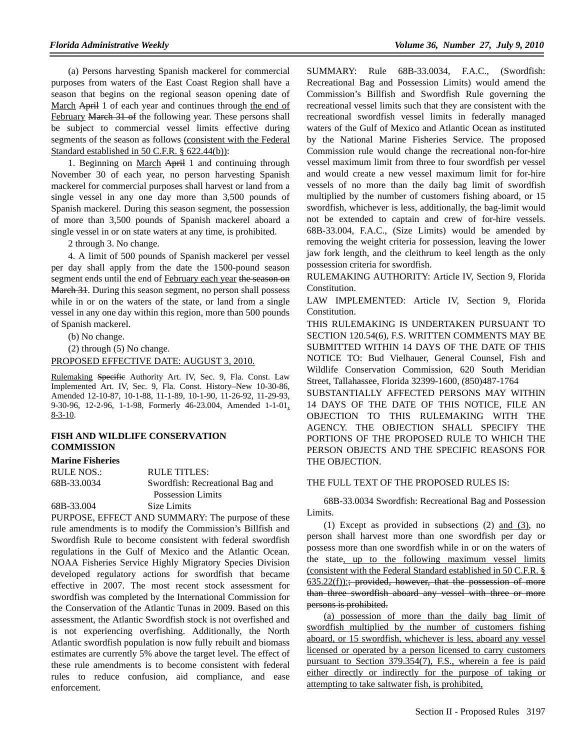(a) Persons harvesting Spanish mackerel for commercial purposes from waters of the East Coast Region shall have a season that begins on the regional season opening date of <u>March</u> ~~April~~ 1 of each year and continues through <u>the end of February</u> ~~March 31 of~~ the following year. These persons shall be subject to commercial vessel limits effective during segments of the season as follows <u>(consistent with the Federal Standard established in 50 C.F.R. § 622.44(b))</u>:

1. Beginning on <u>March</u> ~~April~~ 1 and continuing through November 30 of each year, no person harvesting Spanish mackerel for commercial purposes shall harvest or land from a single vessel in any one day more than 3,500 pounds of Spanish mackerel. During this season segment, the possession of more than 3,500 pounds of Spanish mackerel aboard a single vessel in or on state waters at any time, is prohibited.

2 through 3. No change.

4. A limit of 500 pounds of Spanish mackerel per vessel per day shall apply from the date the 1500-pound season segment ends until the end of <u>February each year</u> ~~the season on March 31~~. During this season segment, no person shall possess while in or on the waters of the state, or land from a single vessel in any one day within this region, more than 500 pounds of Spanish mackerel.

(b) No change.

(2) through (5) No change.

<u>PROPOSED EFFECTIVE DATE: AUGUST 3, 2010.</u>

<u>Rulemaking</u> ~~Specific~~ Authority Art. IV, Sec. 9, Fla. Const. Law Implemented Art. IV, Sec. 9, Fla. Const. History–New 10-30-86, Amended 12-10-87, 10-1-88, 11-1-89, 10-1-90, 11-26-92, 11-29-93, 9-30-96, 12-2-96, 1-1-98, Formerly 46-23.004, Amended 1-1-01<u>, 8-3-10</u>.

### FISH AND WILDLIFE CONSERVATION COMMISSION

**Marine Fisheries**

| RULE NOS.: | RULE TITLES: |
|---|---|
| 68B-33.0034 | Swordfish: Recreational Bag and Possession Limits |
| 68B-33.004 | Size Limits |

PURPOSE, EFFECT AND SUMMARY: The purpose of these rule amendments is to modify the Commission's Billfish and Swordfish Rule to become consistent with federal swordfish regulations in the Gulf of Mexico and the Atlantic Ocean. NOAA Fisheries Service Highly Migratory Species Division developed regulatory actions for swordfish that became effective in 2007. The most recent stock assessment for swordfish was completed by the International Commission for the Conservation of the Atlantic Tunas in 2009. Based on this assessment, the Atlantic Swordfish stock is not overfished and is not experiencing overfishing. Additionally, the North Atlantic swordfish population is now fully rebuilt and biomass estimates are currently 5% above the target level. The effect of these rule amendments is to become consistent with federal rules to reduce confusion, aid compliance, and ease enforcement.

SUMMARY: Rule 68B-33.0034, F.A.C., (Swordfish: Recreational Bag and Possession Limits) would amend the Commission's Billfish and Swordfish Rule governing the recreational vessel limits such that they are consistent with the recreational swordfish vessel limits in federally managed waters of the Gulf of Mexico and Atlantic Ocean as instituted by the National Marine Fisheries Service. The proposed Commission rule would change the recreational non-for-hire vessel maximum limit from three to four swordfish per vessel and would create a new vessel maximum limit for for-hire vessels of no more than the daily bag limit of swordfish multiplied by the number of customers fishing aboard, or 15 swordfish, whichever is less, additionally, the bag-limit would not be extended to captain and crew of for-hire vessels. 68B-33.004, F.A.C., (Size Limits) would be amended by removing the weight criteria for possession, leaving the lower jaw fork length, and the cleithrum to keel length as the only possession criteria for swordfish.

RULEMAKING AUTHORITY: Article IV, Section 9, Florida Constitution.

LAW IMPLEMENTED: Article IV, Section 9, Florida Constitution.

THIS RULEMAKING IS UNDERTAKEN PURSUANT TO SECTION 120.54(6), F.S. WRITTEN COMMENTS MAY BE SUBMITTED WITHIN 14 DAYS OF THE DATE OF THIS NOTICE TO: Bud Vielhauer, General Counsel, Fish and Wildlife Conservation Commission, 620 South Meridian Street, Tallahassee, Florida 32399-1600, (850)487-1764

SUBSTANTIALLY AFFECTED PERSONS MAY WITHIN 14 DAYS OF THE DATE OF THIS NOTICE, FILE AN OBJECTION TO THIS RULEMAKING WITH THE AGENCY. THE OBJECTION SHALL SPECIFY THE PORTIONS OF THE PROPOSED RULE TO WHICH THE PERSON OBJECTS AND THE SPECIFIC REASONS FOR THE OBJECTION.

THE FULL TEXT OF THE PROPOSED RULES IS:

68B-33.0034 Swordfish: Recreational Bag and Possession Limits.

(1) Except as provided in subsection<u>s</u> (2) <u>and (3)</u>, no person shall harvest more than one swordfish per day or possess more than one swordfish while in or on the waters of the state<u>, up to the following maximum vessel limits (consistent with the Federal Standard established in 50 C.F.R. § 635.22(f)):</u>~~; provided, however, that the possession of more than three swordfish aboard any vessel with three or more persons is prohibited.~~

<u>(a) possession of more than the daily bag limit of swordfish multiplied by the number of customers fishing aboard, or 15 swordfish, whichever is less, aboard any vessel licensed or operated by a person licensed to carry customers pursuant to Section 379.354(7), F.S., wherein a fee is paid either directly or indirectly for the purpose of taking or attempting to take saltwater fish, is prohibited,</u>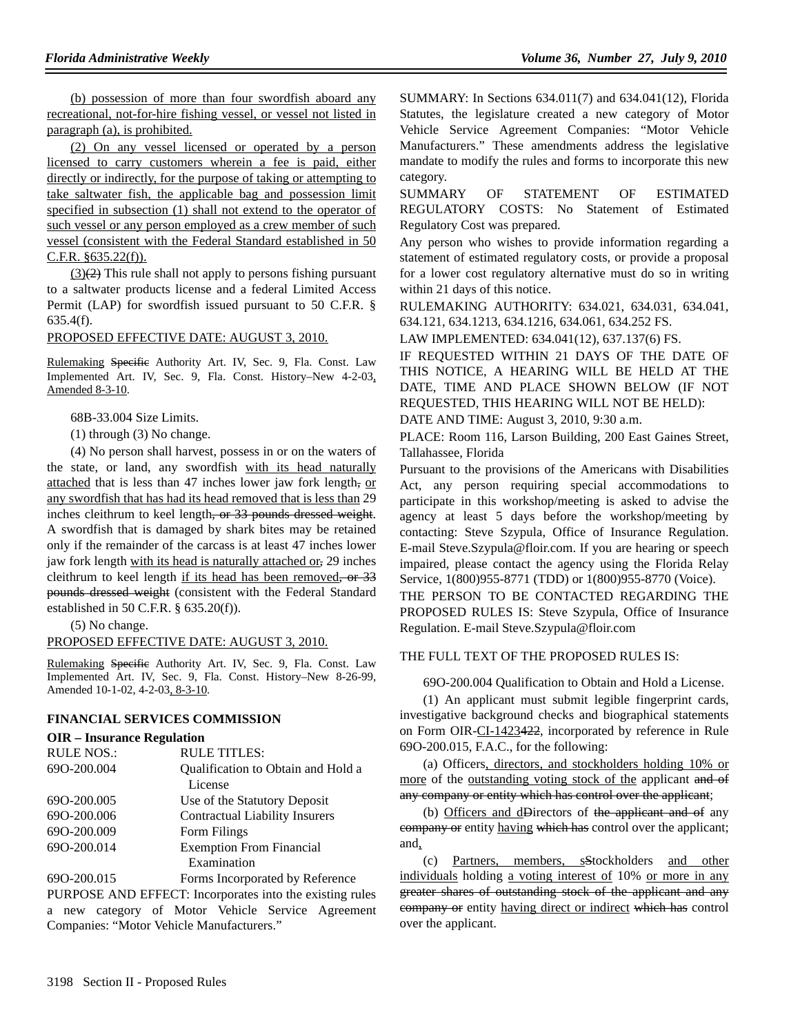(b) possession of more than four swordfish aboard any recreational, not-for-hire fishing vessel, or vessel not listed in paragraph (a), is prohibited.

(2) On any vessel licensed or operated by a person licensed to carry customers wherein a fee is paid, either directly or indirectly, for the purpose of taking or attempting to take saltwater fish, the applicable bag and possession limit specified in subsection (1) shall not extend to the operator of such vessel or any person employed as a crew member of such vessel (consistent with the Federal Standard established in 50 C.F.R. §635.22(f)).

(3)(2) This rule shall not apply to persons fishing pursuant to a saltwater products license and a federal Limited Access Permit (LAP) for swordfish issued pursuant to 50 C.F.R. § 635.4(f).

PROPOSED EFFECTIVE DATE: AUGUST 3, 2010.

Rulemaking Specific Authority Art. IV, Sec. 9, Fla. Const. Law Implemented Art. IV, Sec. 9, Fla. Const. History–New 4-2-03, Amended 8-3-10.

68B-33.004 Size Limits.

(1) through (3) No change.

(4) No person shall harvest, possess in or on the waters of the state, or land, any swordfish with its head naturally attached that is less than 47 inches lower jaw fork length, or any swordfish that has had its head removed that is less than 29 inches cleithrum to keel length, or 33 pounds dressed weight. A swordfish that is damaged by shark bites may be retained only if the remainder of the carcass is at least 47 inches lower jaw fork length with its head is naturally attached or, 29 inches cleithrum to keel length if its head has been removed, or 33 pounds dressed weight (consistent with the Federal Standard established in 50 C.F.R. § 635.20(f)).

(5) No change.

PROPOSED EFFECTIVE DATE: AUGUST 3, 2010.

Rulemaking Specific Authority Art. IV, Sec. 9, Fla. Const. Law Implemented Art. IV, Sec. 9, Fla. Const. History–New 8-26-99, Amended 10-1-02, 4-2-03, 8-3-10.

## FINANCIAL SERVICES COMMISSION

### OIR – Insurance Regulation

| RULE NOS.: | RULE TITLES: |
|---|---|
| 69O-200.004 | Qualification to Obtain and Hold a License |
| 69O-200.005 | Use of the Statutory Deposit |
| 69O-200.006 | Contractual Liability Insurers |
| 69O-200.009 | Form Filings |
| 69O-200.014 | Exemption From Financial Examination |
| 69O-200.015 | Forms Incorporated by Reference |

PURPOSE AND EFFECT: Incorporates into the existing rules a new category of Motor Vehicle Service Agreement Companies: "Motor Vehicle Manufacturers."

SUMMARY: In Sections 634.011(7) and 634.041(12), Florida Statutes, the legislature created a new category of Motor Vehicle Service Agreement Companies: "Motor Vehicle Manufacturers." These amendments address the legislative mandate to modify the rules and forms to incorporate this new category.

SUMMARY OF STATEMENT OF ESTIMATED REGULATORY COSTS: No Statement of Estimated Regulatory Cost was prepared.

Any person who wishes to provide information regarding a statement of estimated regulatory costs, or provide a proposal for a lower cost regulatory alternative must do so in writing within 21 days of this notice.

RULEMAKING AUTHORITY: 634.021, 634.031, 634.041, 634.121, 634.1213, 634.1216, 634.061, 634.252 FS.

LAW IMPLEMENTED: 634.041(12), 637.137(6) FS.

IF REQUESTED WITHIN 21 DAYS OF THE DATE OF THIS NOTICE, A HEARING WILL BE HELD AT THE DATE, TIME AND PLACE SHOWN BELOW (IF NOT REQUESTED, THIS HEARING WILL NOT BE HELD):

DATE AND TIME: August 3, 2010, 9:30 a.m.

PLACE: Room 116, Larson Building, 200 East Gaines Street, Tallahassee, Florida

Pursuant to the provisions of the Americans with Disabilities Act, any person requiring special accommodations to participate in this workshop/meeting is asked to advise the agency at least 5 days before the workshop/meeting by contacting: Steve Szypula, Office of Insurance Regulation. E-mail Steve.Szypula@floir.com. If you are hearing or speech impaired, please contact the agency using the Florida Relay Service, 1(800)955-8771 (TDD) or 1(800)955-8770 (Voice).

THE PERSON TO BE CONTACTED REGARDING THE PROPOSED RULES IS: Steve Szypula, Office of Insurance Regulation. E-mail Steve.Szypula@floir.com

THE FULL TEXT OF THE PROPOSED RULES IS:

69O-200.004 Qualification to Obtain and Hold a License.

(1) An applicant must submit legible fingerprint cards, investigative background checks and biographical statements on Form OIR-CI-1423422, incorporated by reference in Rule 69O-200.015, F.A.C., for the following:

(a) Officers, directors, and stockholders holding 10% or more of the outstanding voting stock of the applicant and of any company or entity which has control over the applicant;

(b) Officers and dDirectors of the applicant and of any company or entity having which has control over the applicant; and,

(c) Partners, members, sStockholders and other individuals holding a voting interest of 10% or more in any greater shares of outstanding stock of the applicant and any company or entity having direct or indirect which has control over the applicant.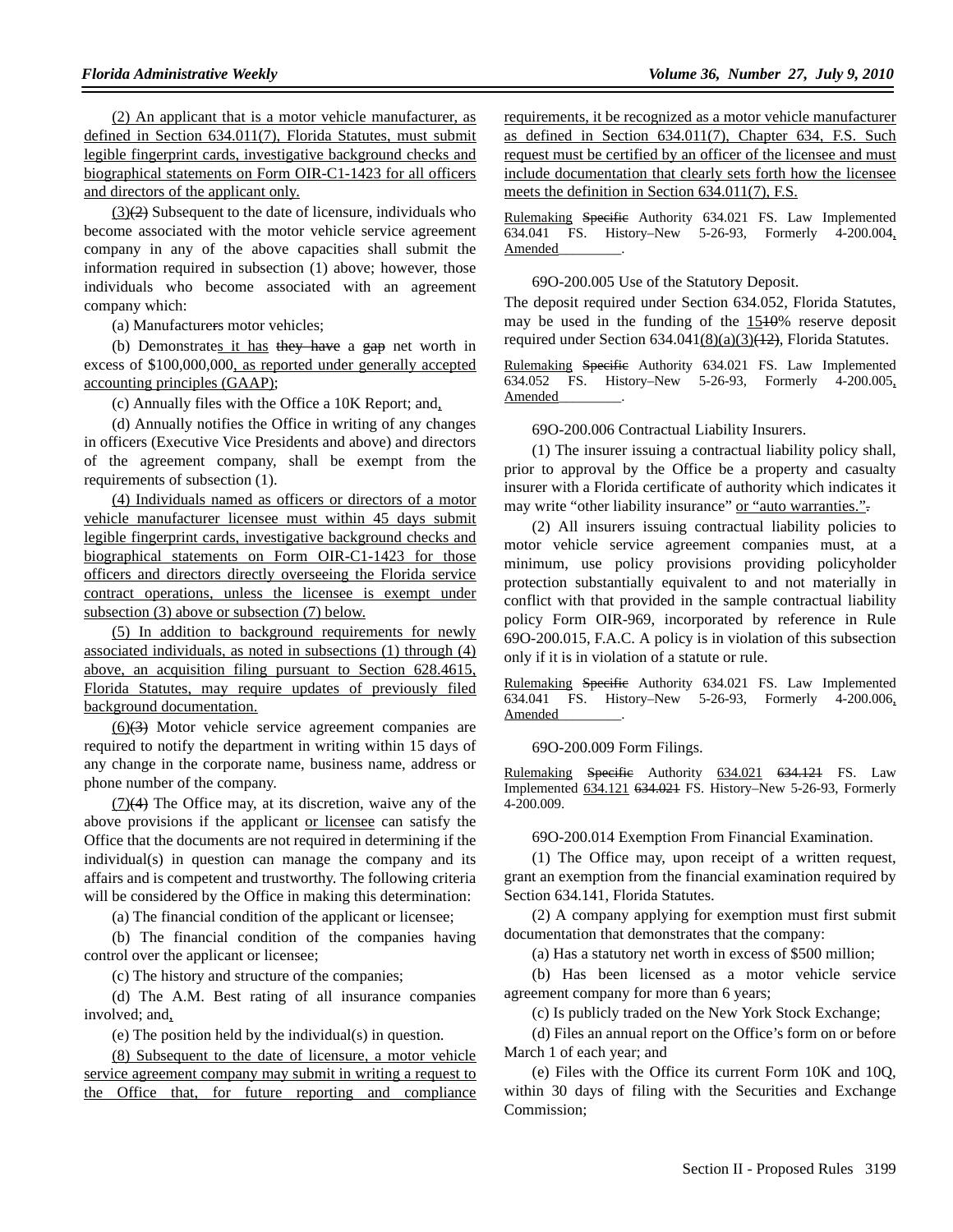(2) An applicant that is a motor vehicle manufacturer, as defined in Section 634.011(7), Florida Statutes, must submit legible fingerprint cards, investigative background checks and biographical statements on Form OIR-C1-1423 for all officers and directors of the applicant only.

(3)(2) Subsequent to the date of licensure, individuals who become associated with the motor vehicle service agreement company in any of the above capacities shall submit the information required in subsection (1) above; however, those individuals who become associated with an agreement company which:

(a) Manufacturers motor vehicles;

(b) Demonstrates it has they have a gap net worth in excess of $100,000,000, as reported under generally accepted accounting principles (GAAP);

(c) Annually files with the Office a 10K Report; and,

(d) Annually notifies the Office in writing of any changes in officers (Executive Vice Presidents and above) and directors of the agreement company, shall be exempt from the requirements of subsection (1).

(4) Individuals named as officers or directors of a motor vehicle manufacturer licensee must within 45 days submit legible fingerprint cards, investigative background checks and biographical statements on Form OIR-C1-1423 for those officers and directors directly overseeing the Florida service contract operations, unless the licensee is exempt under subsection (3) above or subsection (7) below.

(5) In addition to background requirements for newly associated individuals, as noted in subsections (1) through (4) above, an acquisition filing pursuant to Section 628.4615, Florida Statutes, may require updates of previously filed background documentation.

(6)(3) Motor vehicle service agreement companies are required to notify the department in writing within 15 days of any change in the corporate name, business name, address or phone number of the company.

(7)(4) The Office may, at its discretion, waive any of the above provisions if the applicant or licensee can satisfy the Office that the documents are not required in determining if the individual(s) in question can manage the company and its affairs and is competent and trustworthy. The following criteria will be considered by the Office in making this determination:

(a) The financial condition of the applicant or licensee;

(b) The financial condition of the companies having control over the applicant or licensee;

(c) The history and structure of the companies;

(d) The A.M. Best rating of all insurance companies involved; and,

(e) The position held by the individual(s) in question.

(8) Subsequent to the date of licensure, a motor vehicle service agreement company may submit in writing a request to the Office that, for future reporting and compliance requirements, it be recognized as a motor vehicle manufacturer as defined in Section 634.011(7), Chapter 634, F.S. Such request must be certified by an officer of the licensee and must include documentation that clearly sets forth how the licensee meets the definition in Section 634.011(7), F.S.

Rulemaking Specific Authority 634.021 FS. Law Implemented 634.041 FS. History–New 5-26-93, Formerly 4-200.004, Amended________.

69O-200.005 Use of the Statutory Deposit.

The deposit required under Section 634.052, Florida Statutes, may be used in the funding of the 1510% reserve deposit required under Section 634.041(8)(a)(3)(12), Florida Statutes.

Rulemaking Specific Authority 634.021 FS. Law Implemented 634.052 FS. History–New 5-26-93, Formerly 4-200.005, Amended________.

69O-200.006 Contractual Liability Insurers.

(1) The insurer issuing a contractual liability policy shall, prior to approval by the Office be a property and casualty insurer with a Florida certificate of authority which indicates it may write "other liability insurance" or "auto warranties.".

(2) All insurers issuing contractual liability policies to motor vehicle service agreement companies must, at a minimum, use policy provisions providing policyholder protection substantially equivalent to and not materially in conflict with that provided in the sample contractual liability policy Form OIR-969, incorporated by reference in Rule 69O-200.015, F.A.C. A policy is in violation of this subsection only if it is in violation of a statute or rule.

Rulemaking Specific Authority 634.021 FS. Law Implemented 634.041 FS. History–New 5-26-93, Formerly 4-200.006, Amended________.

69O-200.009 Form Filings.

Rulemaking Specific Authority 634.021 634.121 FS. Law Implemented 634.121 634.021 FS. History–New 5-26-93, Formerly 4-200.009.

69O-200.014 Exemption From Financial Examination.

(1) The Office may, upon receipt of a written request, grant an exemption from the financial examination required by Section 634.141, Florida Statutes.

(2) A company applying for exemption must first submit documentation that demonstrates that the company:

(a) Has a statutory net worth in excess of $500 million;

(b) Has been licensed as a motor vehicle service agreement company for more than 6 years;

(c) Is publicly traded on the New York Stock Exchange;

(d) Files an annual report on the Office's form on or before March 1 of each year; and

(e) Files with the Office its current Form 10K and 10Q, within 30 days of filing with the Securities and Exchange Commission;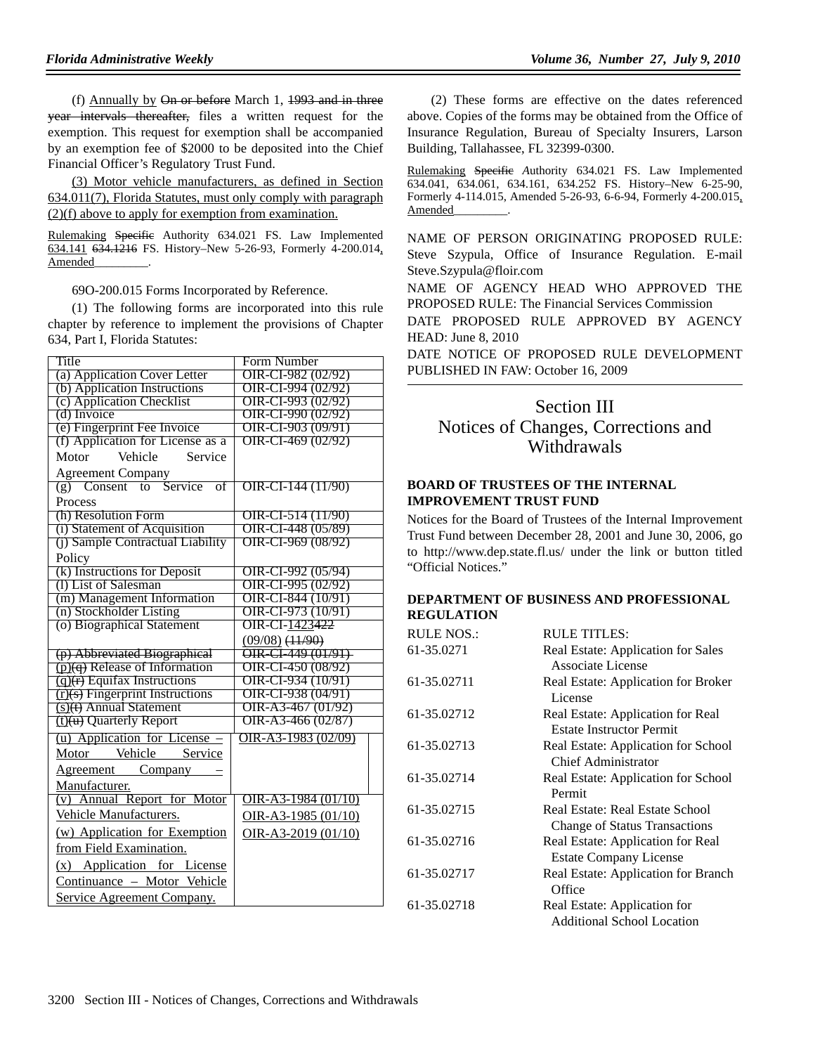(f) Annually by ~~On or before~~ March 1, ~~1993 and in three year intervals thereafter,~~ files a written request for the exemption. This request for exemption shall be accompanied by an exemption fee of $2000 to be deposited into the Chief Financial Officer's Regulatory Trust Fund.

(3) Motor vehicle manufacturers, as defined in Section 634.011(7), Florida Statutes, must only comply with paragraph (2)(f) above to apply for exemption from examination.

Rulemaking ~~Specific~~ Authority 634.021 FS. Law Implemented 634.141 ~~634.1216~~ FS. History–New 5-26-93, Formerly 4-200.014, Amended________.

69O-200.015 Forms Incorporated by Reference.

(1) The following forms are incorporated into this rule chapter by reference to implement the provisions of Chapter 634, Part I, Florida Statutes:

| Title | Form Number |
|---|---|
| (a) Application Cover Letter | OIR-CI-982 (02/92) |
| (b) Application Instructions | OIR-CI-994 (02/92) |
| (c) Application Checklist | OIR-CI-993 (02/92) |
| (d) Invoice | OIR-CI-990 (02/92) |
| (e) Fingerprint Fee Invoice | OIR-CI-903 (09/91) |
| (f) Application for License as a Motor Vehicle Service Agreement Company | OIR-CI-469 (02/92) |
| (g) Consent to Service of Process | OIR-CI-144 (11/90) |
| (h) Resolution Form | OIR-CI-514 (11/90) |
| (i) Statement of Acquisition | OIR-CI-448 (05/89) |
| (j) Sample Contractual Liability Policy | OIR-CI-969 (08/92) |
| (k) Instructions for Deposit | OIR-CI-992 (05/94) |
| (l) List of Salesman | OIR-CI-995 (02/92) |
| (m) Management Information | OIR-CI-844 (10/91) |
| (n) Stockholder Listing | OIR-CI-973 (10/91) |
| (o) Biographical Statement | OIR-CI-1423~~422~~ (09/08) ~~(11/90)~~ |
| ~~(p) Abbreviated Biographical~~ | ~~OIR-CI-449 (01/91)~~ |
| (p)~~(q)~~ Release of Information | OIR-CI-450 (08/92) |
| (q)~~(r)~~ Equifax Instructions | OIR-CI-934 (10/91) |
| (r)~~(s)~~ Fingerprint Instructions | OIR-CI-938 (04/91) |
| (s)~~(t)~~ Annual Statement | OIR-A3-467 (01/92) |
| (t)~~(u)~~ Quarterly Report | OIR-A3-466 (02/87) |
| (u) Application for License – Motor Vehicle Service Agreement Company – Manufacturer. | OIR-A3-1983 (02/09) |
| (v) Annual Report for Motor Vehicle Manufacturers. | OIR-A3-1984 (01/10) |
| (w) Application for Exemption from Field Examination. | OIR-A3-1985 (01/10) |
| (x) Application for License Continuance – Motor Vehicle Service Agreement Company. | OIR-A3-2019 (01/10) |

(2) These forms are effective on the dates referenced above. Copies of the forms may be obtained from the Office of Insurance Regulation, Bureau of Specialty Insurers, Larson Building, Tallahassee, FL 32399-0300.

Rulemaking ~~Specific~~ Authority 634.021 FS. Law Implemented 634.041, 634.061, 634.161, 634.252 FS. History–New 6-25-90, Formerly 4-114.015, Amended 5-26-93, 6-6-94, Formerly 4-200.015, Amended________.

NAME OF PERSON ORIGINATING PROPOSED RULE: Steve Szypula, Office of Insurance Regulation. E-mail Steve.Szypula@floir.com

NAME OF AGENCY HEAD WHO APPROVED THE PROPOSED RULE: The Financial Services Commission

DATE PROPOSED RULE APPROVED BY AGENCY HEAD: June 8, 2010

DATE NOTICE OF PROPOSED RULE DEVELOPMENT PUBLISHED IN FAW: October 16, 2009

# Section III Notices of Changes, Corrections and Withdrawals

## BOARD OF TRUSTEES OF THE INTERNAL IMPROVEMENT TRUST FUND

Notices for the Board of Trustees of the Internal Improvement Trust Fund between December 28, 2001 and June 30, 2006, go to http://www.dep.state.fl.us/ under the link or button titled "Official Notices."

## DEPARTMENT OF BUSINESS AND PROFESSIONAL REGULATION

| RULE NOS.: | RULE TITLES: |
|---|---|
| 61-35.0271 | Real Estate: Application for Sales Associate License |
| 61-35.02711 | Real Estate: Application for Broker License |
| 61-35.02712 | Real Estate: Application for Real Estate Instructor Permit |
| 61-35.02713 | Real Estate: Application for School Chief Administrator |
| 61-35.02714 | Real Estate: Application for School Permit |
| 61-35.02715 | Real Estate: Real Estate School Change of Status Transactions |
| 61-35.02716 | Real Estate: Application for Real Estate Company License |
| 61-35.02717 | Real Estate: Application for Branch Office |
| 61-35.02718 | Real Estate: Application for Additional School Location |